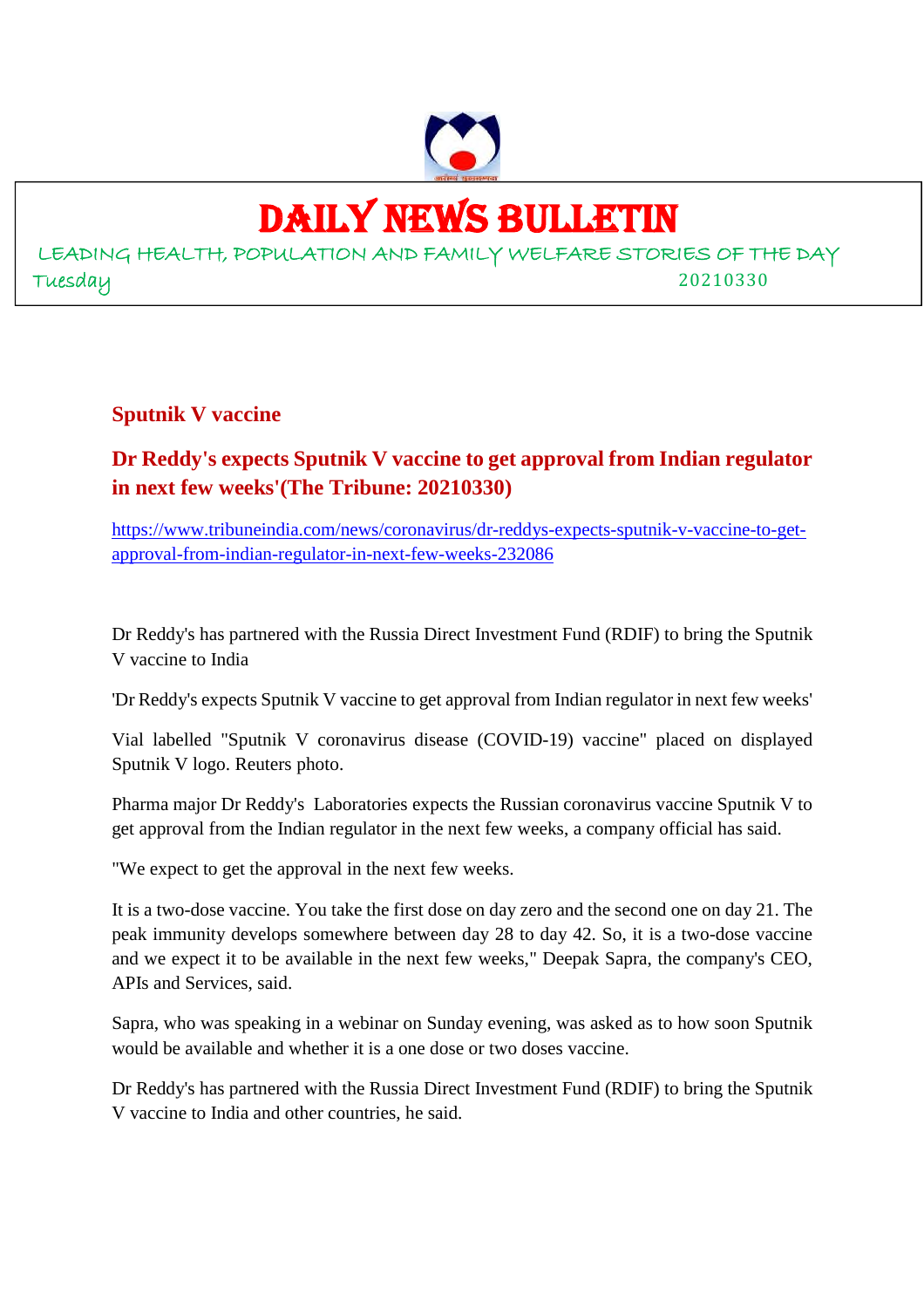# DAILY NEWS BULLETIN

LEADING HEALTH, POPULATION AND FAMILY WELFARE STORIES OF THE DAY

Tuesday 20210330

## Sputnik V vaccine

## Dr Reddy's expects Sputnik V vaccine to get approval from Indian regulator in next few weeks'(The Tribune: 20210330)

https://www.tribuneindia.com/news/coronavirus/dr-reddys-expects-sputnik-v-vaccine-to-get-approval-from-indian-regulator-in-next-few-weeks-232086

Dr Reddy's has partnered with the Russia Direct Investment Fund (RDIF) to bring the Sputnik V vaccine to India

'Dr Reddy's expects Sputnik V vaccine to get approval from Indian regulator in next few weeks'

Vial labelled "Sputnik V coronavirus disease (COVID-19) vaccine" placed on displayed Sputnik V logo. Reuters photo.

Pharma major Dr Reddy's Laboratories expects the Russian coronavirus vaccine Sputnik V to get approval from the Indian regulator in the next few weeks, a company official has said.

"We expect to get the approval in the next few weeks.

It is a two-dose vaccine. You take the first dose on day zero and the second one on day 21. The peak immunity develops somewhere between day 28 to day 42. So, it is a two-dose vaccine and we expect it to be available in the next few weeks," Deepak Sapra, the company's CEO, APIs and Services, said.

Sapra, who was speaking in a webinar on Sunday evening, was asked as to how soon Sputnik would be available and whether it is a one dose or two doses vaccine.

Dr Reddy's has partnered with the Russia Direct Investment Fund (RDIF) to bring the Sputnik V vaccine to India and other countries, he said.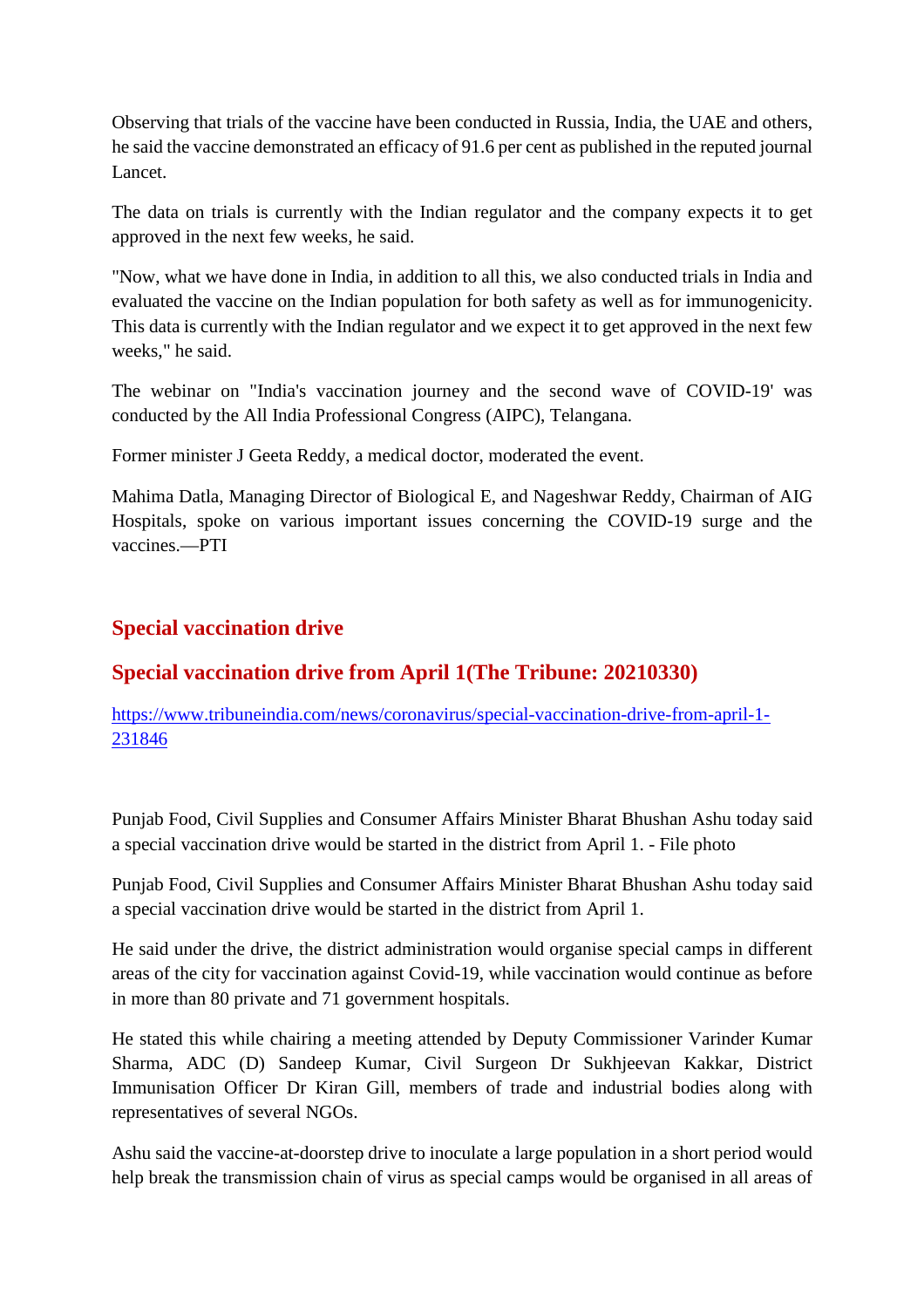Observing that trials of the vaccine have been conducted in Russia, India, the UAE and others, he said the vaccine demonstrated an efficacy of 91.6 per cent as published in the reputed journal Lancet.

The data on trials is currently with the Indian regulator and the company expects it to get approved in the next few weeks, he said.

"Now, what we have done in India, in addition to all this, we also conducted trials in India and evaluated the vaccine on the Indian population for both safety as well as for immunogenicity. This data is currently with the Indian regulator and we expect it to get approved in the next few weeks," he said.

The webinar on "India's vaccination journey and the second wave of COVID-19' was conducted by the All India Professional Congress (AIPC), Telangana.

Former minister J Geeta Reddy, a medical doctor, moderated the event.

Mahima Datla, Managing Director of Biological E, and Nageshwar Reddy, Chairman of AIG Hospitals, spoke on various important issues concerning the COVID-19 surge and the vaccines.—PTI

## Special vaccination drive

## Special vaccination drive from April 1(The Tribune: 20210330)

https://www.tribuneindia.com/news/coronavirus/special-vaccination-drive-from-april-1-231846

Punjab Food, Civil Supplies and Consumer Affairs Minister Bharat Bhushan Ashu today said a special vaccination drive would be started in the district from April 1. - File photo

Punjab Food, Civil Supplies and Consumer Affairs Minister Bharat Bhushan Ashu today said a special vaccination drive would be started in the district from April 1.

He said under the drive, the district administration would organise special camps in different areas of the city for vaccination against Covid-19, while vaccination would continue as before in more than 80 private and 71 government hospitals.

He stated this while chairing a meeting attended by Deputy Commissioner Varinder Kumar Sharma, ADC (D) Sandeep Kumar, Civil Surgeon Dr Sukhjeevan Kakkar, District Immunisation Officer Dr Kiran Gill, members of trade and industrial bodies along with representatives of several NGOs.

Ashu said the vaccine-at-doorstep drive to inoculate a large population in a short period would help break the transmission chain of virus as special camps would be organised in all areas of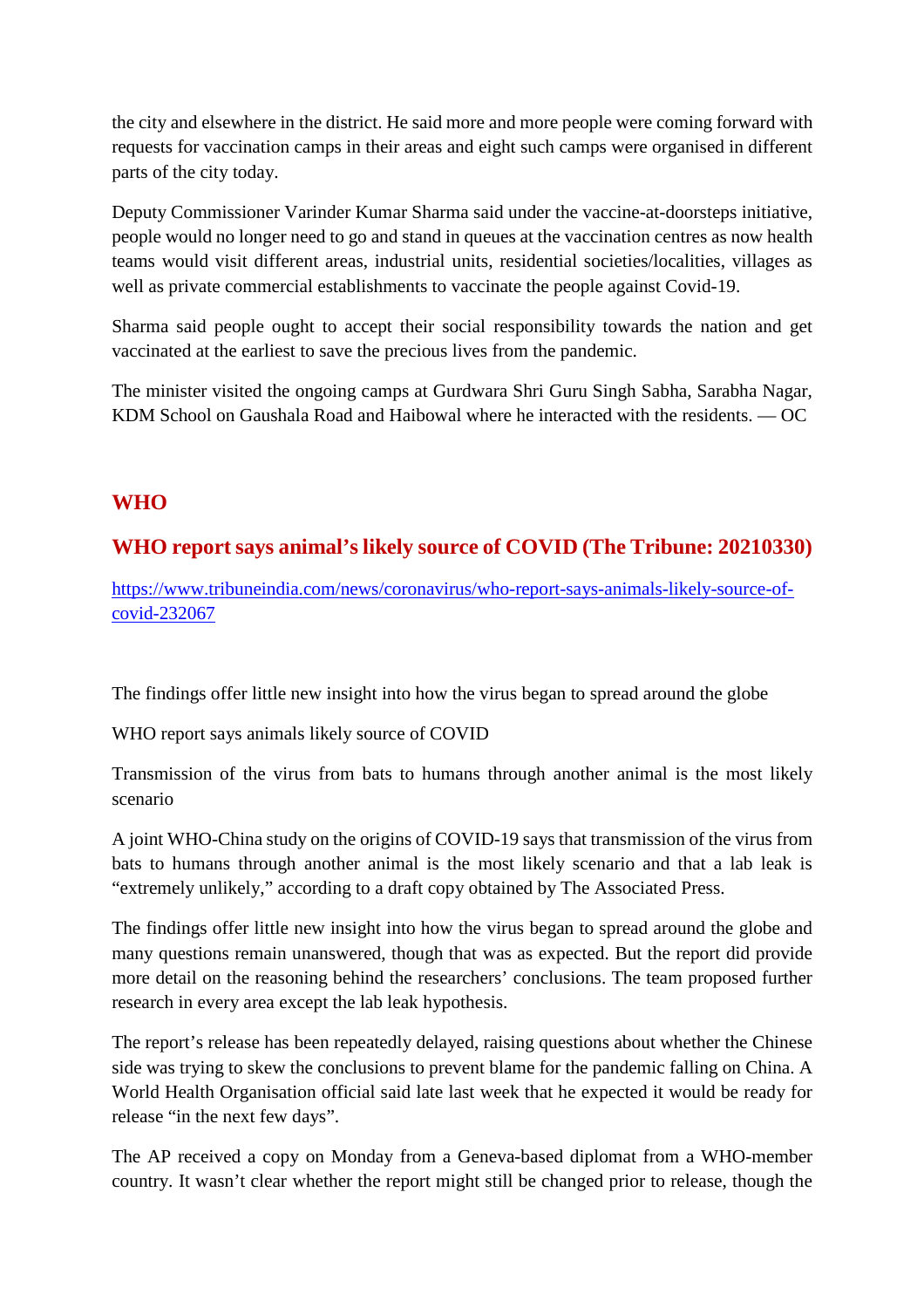the city and elsewhere in the district. He said more and more people were coming forward with requests for vaccination camps in their areas and eight such camps were organised in different parts of the city today.

Deputy Commissioner Varinder Kumar Sharma said under the vaccine-at-doorsteps initiative, people would no longer need to go and stand in queues at the vaccination centres as now health teams would visit different areas, industrial units, residential societies/localities, villages as well as private commercial establishments to vaccinate the people against Covid-19.

Sharma said people ought to accept their social responsibility towards the nation and get vaccinated at the earliest to save the precious lives from the pandemic.

The minister visited the ongoing camps at Gurdwara Shri Guru Singh Sabha, Sarabha Nagar, KDM School on Gaushala Road and Haibowal where he interacted with the residents. — OC

## WHO

## WHO report says animal's likely source of COVID (The Tribune: 20210330)

https://www.tribuneindia.com/news/coronavirus/who-report-says-animals-likely-source-of-covid-232067

The findings offer little new insight into how the virus began to spread around the globe

WHO report says animals likely source of COVID

Transmission of the virus from bats to humans through another animal is the most likely scenario

A joint WHO-China study on the origins of COVID-19 says that transmission of the virus from bats to humans through another animal is the most likely scenario and that a lab leak is "extremely unlikely," according to a draft copy obtained by The Associated Press.

The findings offer little new insight into how the virus began to spread around the globe and many questions remain unanswered, though that was as expected. But the report did provide more detail on the reasoning behind the researchers' conclusions. The team proposed further research in every area except the lab leak hypothesis.

The report's release has been repeatedly delayed, raising questions about whether the Chinese side was trying to skew the conclusions to prevent blame for the pandemic falling on China. A World Health Organisation official said late last week that he expected it would be ready for release "in the next few days".

The AP received a copy on Monday from a Geneva-based diplomat from a WHO-member country. It wasn't clear whether the report might still be changed prior to release, though the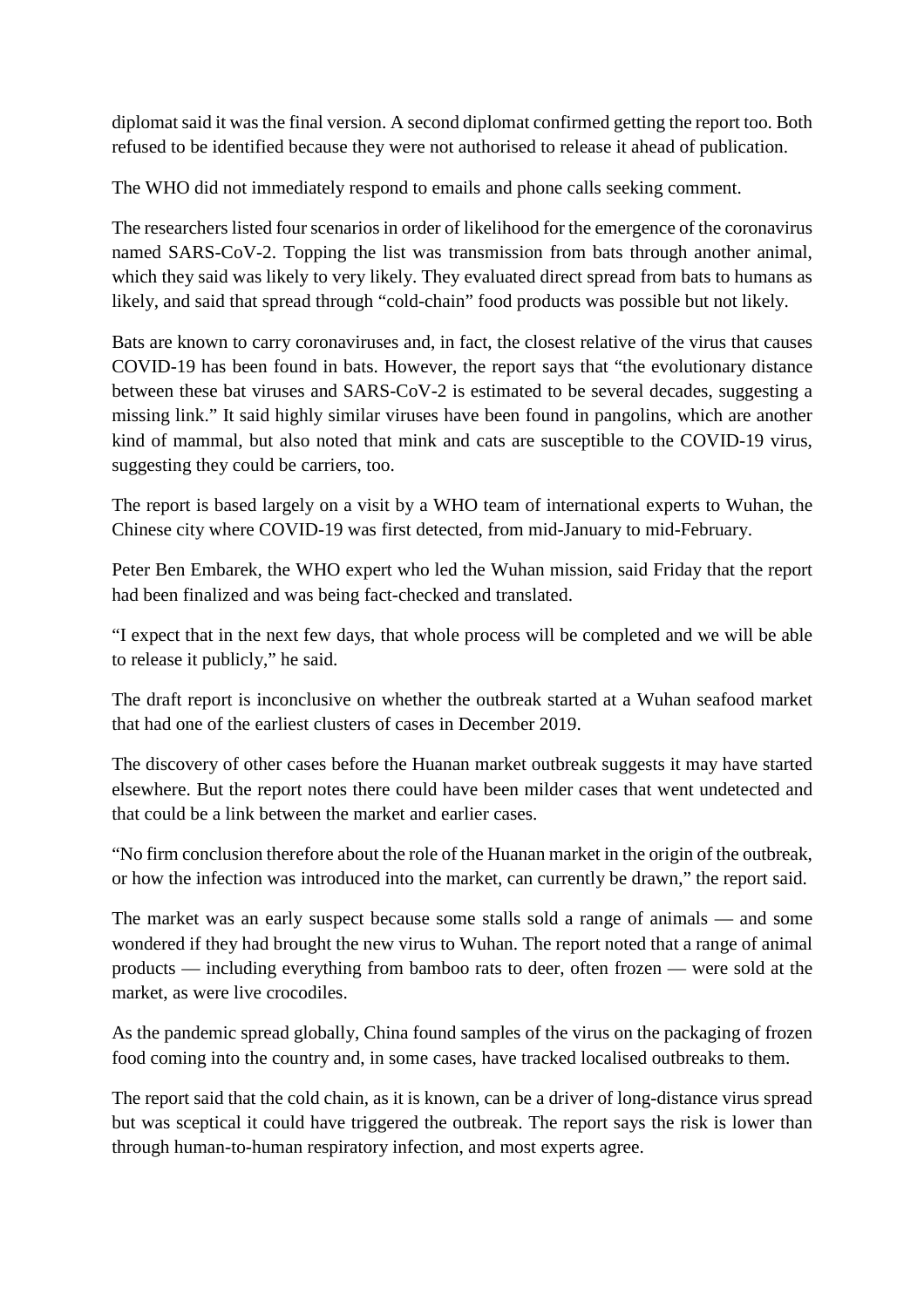diplomat said it was the final version. A second diplomat confirmed getting the report too. Both refused to be identified because they were not authorised to release it ahead of publication.

The WHO did not immediately respond to emails and phone calls seeking comment.

The researchers listed four scenarios in order of likelihood for the emergence of the coronavirus named SARS-CoV-2. Topping the list was transmission from bats through another animal, which they said was likely to very likely. They evaluated direct spread from bats to humans as likely, and said that spread through "cold-chain" food products was possible but not likely.

Bats are known to carry coronaviruses and, in fact, the closest relative of the virus that causes COVID-19 has been found in bats. However, the report says that "the evolutionary distance between these bat viruses and SARS-CoV-2 is estimated to be several decades, suggesting a missing link." It said highly similar viruses have been found in pangolins, which are another kind of mammal, but also noted that mink and cats are susceptible to the COVID-19 virus, suggesting they could be carriers, too.

The report is based largely on a visit by a WHO team of international experts to Wuhan, the Chinese city where COVID-19 was first detected, from mid-January to mid-February.

Peter Ben Embarek, the WHO expert who led the Wuhan mission, said Friday that the report had been finalized and was being fact-checked and translated.

"I expect that in the next few days, that whole process will be completed and we will be able to release it publicly," he said.

The draft report is inconclusive on whether the outbreak started at a Wuhan seafood market that had one of the earliest clusters of cases in December 2019.

The discovery of other cases before the Huanan market outbreak suggests it may have started elsewhere. But the report notes there could have been milder cases that went undetected and that could be a link between the market and earlier cases.

"No firm conclusion therefore about the role of the Huanan market in the origin of the outbreak, or how the infection was introduced into the market, can currently be drawn," the report said.

The market was an early suspect because some stalls sold a range of animals — and some wondered if they had brought the new virus to Wuhan. The report noted that a range of animal products — including everything from bamboo rats to deer, often frozen — were sold at the market, as were live crocodiles.

As the pandemic spread globally, China found samples of the virus on the packaging of frozen food coming into the country and, in some cases, have tracked localised outbreaks to them.

The report said that the cold chain, as it is known, can be a driver of long-distance virus spread but was sceptical it could have triggered the outbreak. The report says the risk is lower than through human-to-human respiratory infection, and most experts agree.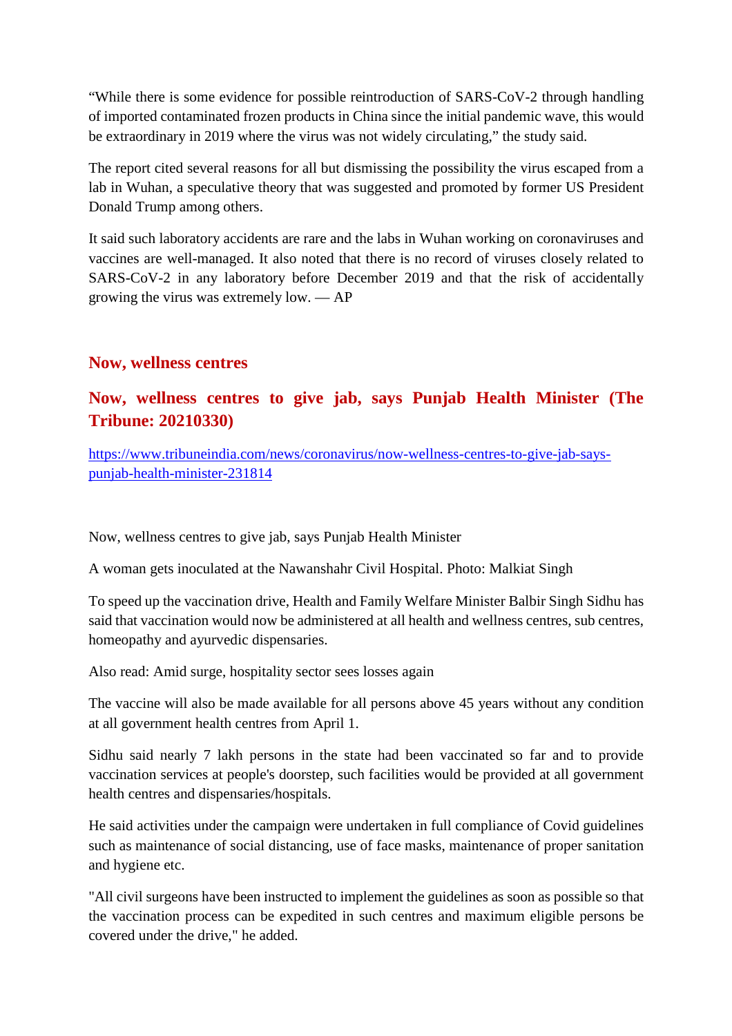"While there is some evidence for possible reintroduction of SARS-CoV-2 through handling of imported contaminated frozen products in China since the initial pandemic wave, this would be extraordinary in 2019 where the virus was not widely circulating," the study said.

The report cited several reasons for all but dismissing the possibility the virus escaped from a lab in Wuhan, a speculative theory that was suggested and promoted by former US President Donald Trump among others.

It said such laboratory accidents are rare and the labs in Wuhan working on coronaviruses and vaccines are well-managed. It also noted that there is no record of viruses closely related to SARS-CoV-2 in any laboratory before December 2019 and that the risk of accidentally growing the virus was extremely low. — AP

## Now, wellness centres

## Now, wellness centres to give jab, says Punjab Health Minister (The Tribune: 20210330)

https://www.tribuneindia.com/news/coronavirus/now-wellness-centres-to-give-jab-says-punjab-health-minister-231814

Now, wellness centres to give jab, says Punjab Health Minister

A woman gets inoculated at the Nawanshahr Civil Hospital. Photo: Malkiat Singh

To speed up the vaccination drive, Health and Family Welfare Minister Balbir Singh Sidhu has said that vaccination would now be administered at all health and wellness centres, sub centres, homeopathy and ayurvedic dispensaries.

Also read: Amid surge, hospitality sector sees losses again

The vaccine will also be made available for all persons above 45 years without any condition at all government health centres from April 1.

Sidhu said nearly 7 lakh persons in the state had been vaccinated so far and to provide vaccination services at people's doorstep, such facilities would be provided at all government health centres and dispensaries/hospitals.

He said activities under the campaign were undertaken in full compliance of Covid guidelines such as maintenance of social distancing, use of face masks, maintenance of proper sanitation and hygiene etc.

"All civil surgeons have been instructed to implement the guidelines as soon as possible so that the vaccination process can be expedited in such centres and maximum eligible persons be covered under the drive," he added.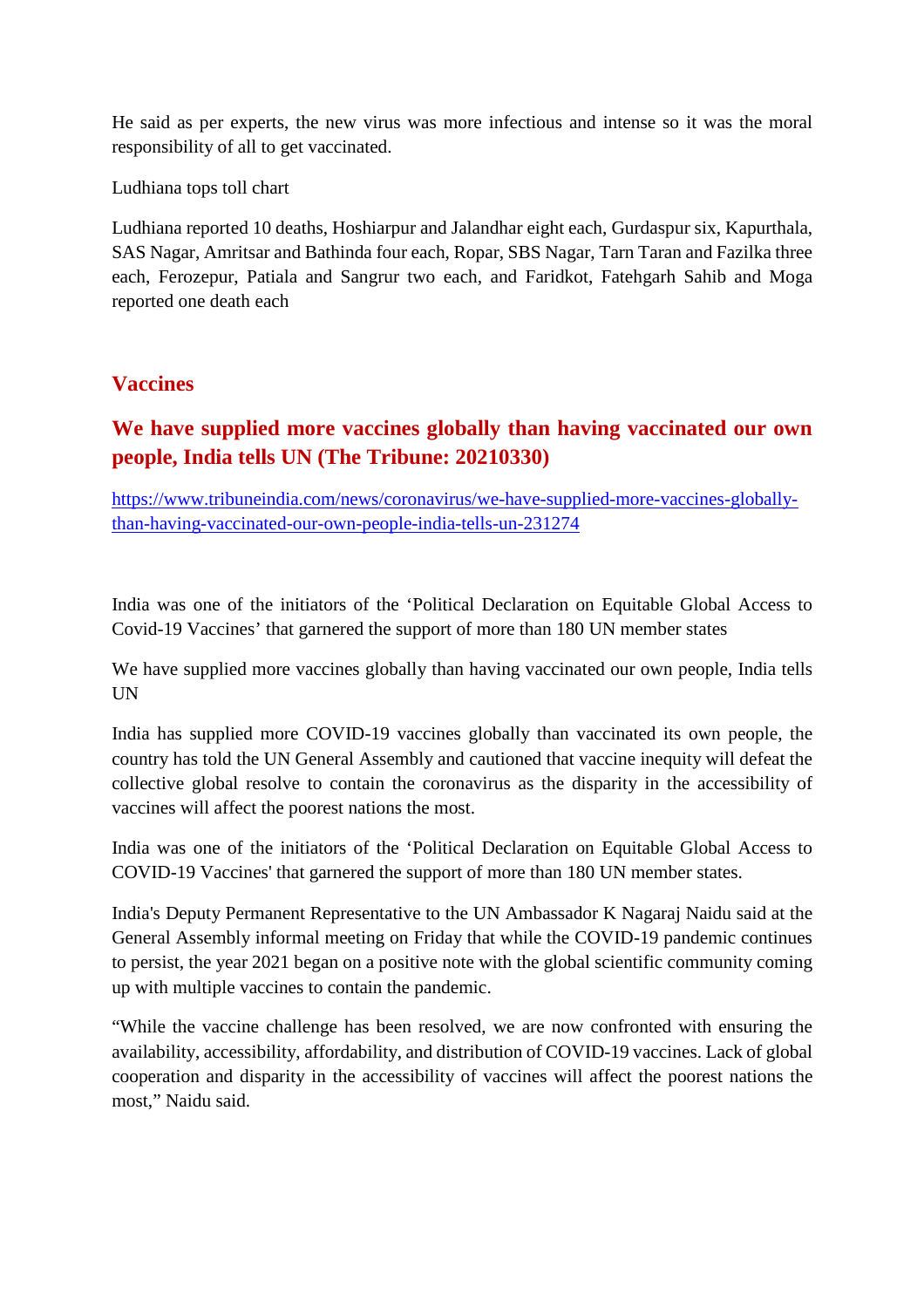He said as per experts, the new virus was more infectious and intense so it was the moral responsibility of all to get vaccinated.

Ludhiana tops toll chart

Ludhiana reported 10 deaths, Hoshiarpur and Jalandhar eight each, Gurdaspur six, Kapurthala, SAS Nagar, Amritsar and Bathinda four each, Ropar, SBS Nagar, Tarn Taran and Fazilka three each, Ferozepur, Patiala and Sangrur two each, and Faridkot, Fatehgarh Sahib and Moga reported one death each

## Vaccines

## We have supplied more vaccines globally than having vaccinated our own people, India tells UN (The Tribune: 20210330)

https://www.tribuneindia.com/news/coronavirus/we-have-supplied-more-vaccines-globally-than-having-vaccinated-our-own-people-india-tells-un-231274

India was one of the initiators of the 'Political Declaration on Equitable Global Access to Covid-19 Vaccines' that garnered the support of more than 180 UN member states

We have supplied more vaccines globally than having vaccinated our own people, India tells UN

India has supplied more COVID-19 vaccines globally than vaccinated its own people, the country has told the UN General Assembly and cautioned that vaccine inequity will defeat the collective global resolve to contain the coronavirus as the disparity in the accessibility of vaccines will affect the poorest nations the most.

India was one of the initiators of the 'Political Declaration on Equitable Global Access to COVID-19 Vaccines' that garnered the support of more than 180 UN member states.

India's Deputy Permanent Representative to the UN Ambassador K Nagaraj Naidu said at the General Assembly informal meeting on Friday that while the COVID-19 pandemic continues to persist, the year 2021 began on a positive note with the global scientific community coming up with multiple vaccines to contain the pandemic.

"While the vaccine challenge has been resolved, we are now confronted with ensuring the availability, accessibility, affordability, and distribution of COVID-19 vaccines. Lack of global cooperation and disparity in the accessibility of vaccines will affect the poorest nations the most," Naidu said.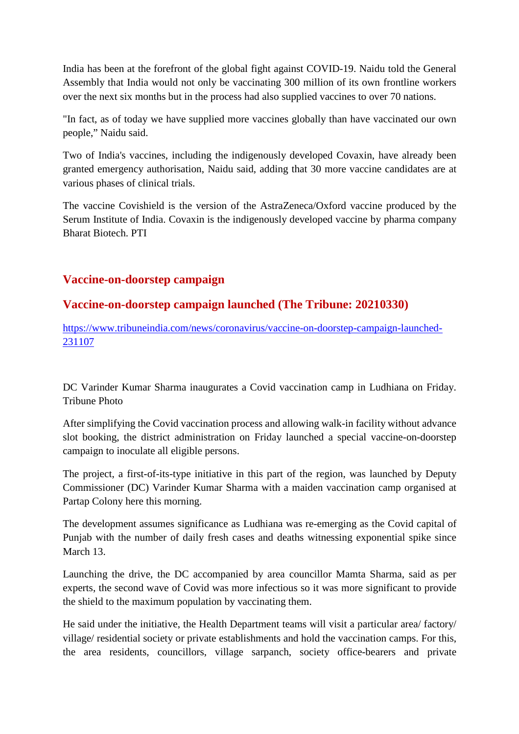India has been at the forefront of the global fight against COVID-19. Naidu told the General Assembly that India would not only be vaccinating 300 million of its own frontline workers over the next six months but in the process had also supplied vaccines to over 70 nations.

"In fact, as of today we have supplied more vaccines globally than have vaccinated our own people," Naidu said.

Two of India's vaccines, including the indigenously developed Covaxin, have already been granted emergency authorisation, Naidu said, adding that 30 more vaccine candidates are at various phases of clinical trials.

The vaccine Covishield is the version of the AstraZeneca/Oxford vaccine produced by the Serum Institute of India. Covaxin is the indigenously developed vaccine by pharma company Bharat Biotech. PTI

## Vaccine-on-doorstep campaign

## Vaccine-on-doorstep campaign launched (The Tribune: 20210330)

https://www.tribuneindia.com/news/coronavirus/vaccine-on-doorstep-campaign-launched-231107

DC Varinder Kumar Sharma inaugurates a Covid vaccination camp in Ludhiana on Friday. Tribune Photo

After simplifying the Covid vaccination process and allowing walk-in facility without advance slot booking, the district administration on Friday launched a special vaccine-on-doorstep campaign to inoculate all eligible persons.

The project, a first-of-its-type initiative in this part of the region, was launched by Deputy Commissioner (DC) Varinder Kumar Sharma with a maiden vaccination camp organised at Partap Colony here this morning.

The development assumes significance as Ludhiana was re-emerging as the Covid capital of Punjab with the number of daily fresh cases and deaths witnessing exponential spike since March 13.

Launching the drive, the DC accompanied by area councillor Mamta Sharma, said as per experts, the second wave of Covid was more infectious so it was more significant to provide the shield to the maximum population by vaccinating them.

He said under the initiative, the Health Department teams will visit a particular area/ factory/ village/ residential society or private establishments and hold the vaccination camps. For this, the area residents, councillors, village sarpanch, society office-bearers and private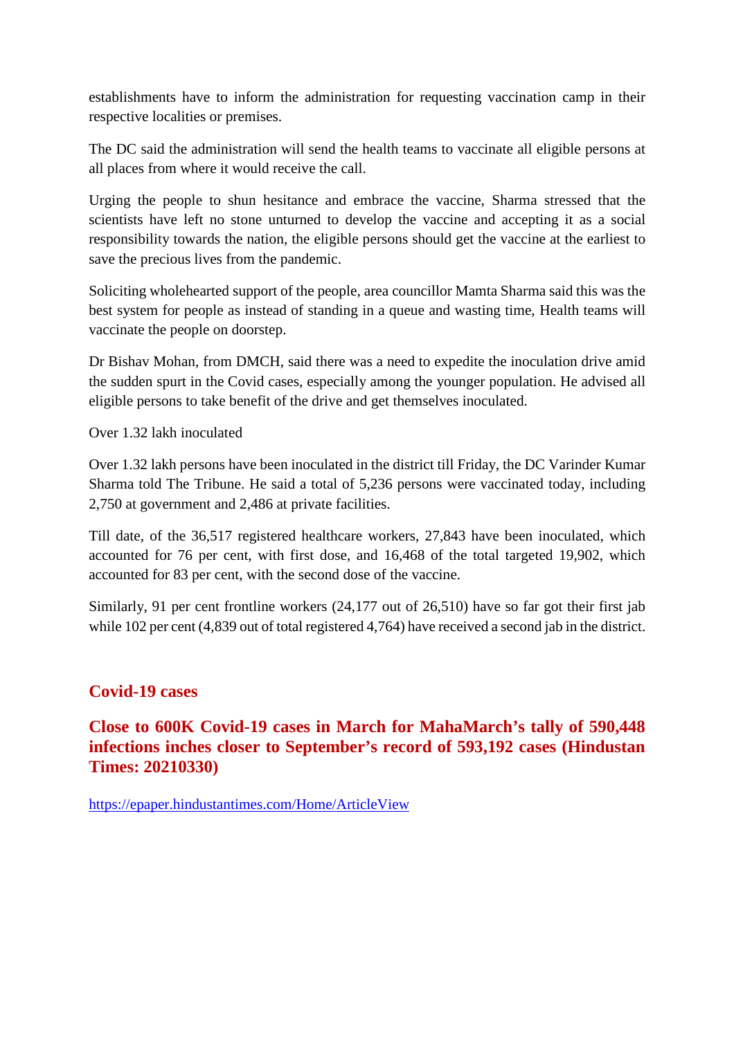establishments have to inform the administration for requesting vaccination camp in their respective localities or premises.

The DC said the administration will send the health teams to vaccinate all eligible persons at all places from where it would receive the call.

Urging the people to shun hesitance and embrace the vaccine, Sharma stressed that the scientists have left no stone unturned to develop the vaccine and accepting it as a social responsibility towards the nation, the eligible persons should get the vaccine at the earliest to save the precious lives from the pandemic.

Soliciting wholehearted support of the people, area councillor Mamta Sharma said this was the best system for people as instead of standing in a queue and wasting time, Health teams will vaccinate the people on doorstep.

Dr Bishav Mohan, from DMCH, said there was a need to expedite the inoculation drive amid the sudden spurt in the Covid cases, especially among the younger population. He advised all eligible persons to take benefit of the drive and get themselves inoculated.

Over 1.32 lakh inoculated

Over 1.32 lakh persons have been inoculated in the district till Friday, the DC Varinder Kumar Sharma told The Tribune. He said a total of 5,236 persons were vaccinated today, including 2,750 at government and 2,486 at private facilities.

Till date, of the 36,517 registered healthcare workers, 27,843 have been inoculated, which accounted for 76 per cent, with first dose, and 16,468 of the total targeted 19,902, which accounted for 83 per cent, with the second dose of the vaccine.

Similarly, 91 per cent frontline workers (24,177 out of 26,510) have so far got their first jab while 102 per cent (4,839 out of total registered 4,764) have received a second jab in the district.

## Covid-19 cases

### Close to 600K Covid-19 cases in March for MahaMarch's tally of 590,448 infections inches closer to September's record of 593,192 cases (Hindustan Times: 20210330)

https://epaper.hindustantimes.com/Home/ArticleView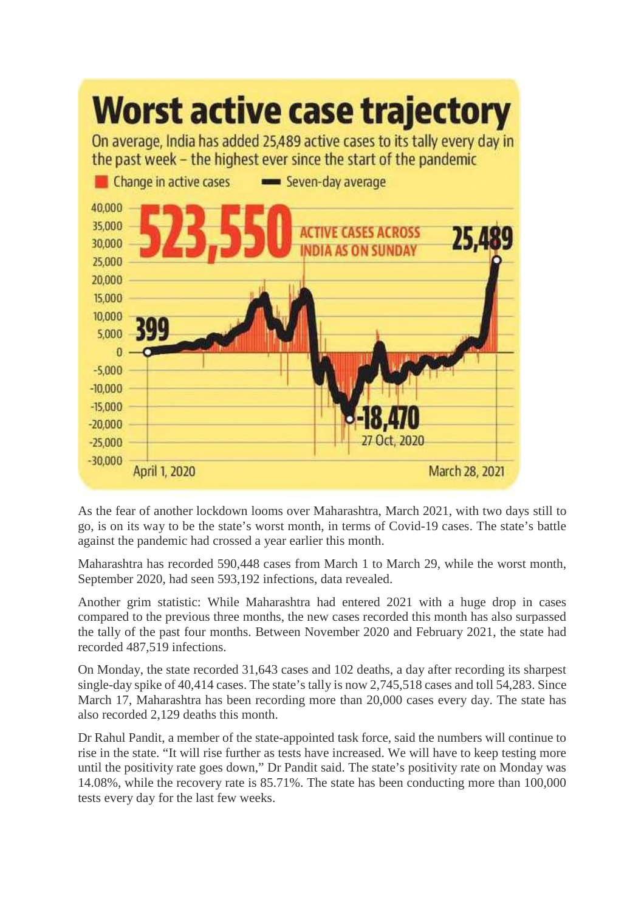# Worst active case trajectory

On average, India has added 25,489 active cases to its tally every day in the past week – the highest ever since the start of the pandemic

Change in active cases — Seven-day average

523,550 ACTIVE CASES ACROSS INDIA AS ON SUNDAY

399 — April 1, 2020

-18,470 — 27 Oct, 2020

25,489 — March 28, 2021

As the fear of another lockdown looms over Maharashtra, March 2021, with two days still to go, is on its way to be the state's worst month, in terms of Covid-19 cases. The state's battle against the pandemic had crossed a year earlier this month.

Maharashtra has recorded 590,448 cases from March 1 to March 29, while the worst month, September 2020, had seen 593,192 infections, data revealed.

Another grim statistic: While Maharashtra had entered 2021 with a huge drop in cases compared to the previous three months, the new cases recorded this month has also surpassed the tally of the past four months. Between November 2020 and February 2021, the state had recorded 487,519 infections.

On Monday, the state recorded 31,643 cases and 102 deaths, a day after recording its sharpest single-day spike of 40,414 cases. The state's tally is now 2,745,518 cases and toll 54,283. Since March 17, Maharashtra has been recording more than 20,000 cases every day. The state has also recorded 2,129 deaths this month.

Dr Rahul Pandit, a member of the state-appointed task force, said the numbers will continue to rise in the state. "It will rise further as tests have increased. We will have to keep testing more until the positivity rate goes down," Dr Pandit said. The state's positivity rate on Monday was 14.08%, while the recovery rate is 85.71%. The state has been conducting more than 100,000 tests every day for the last few weeks.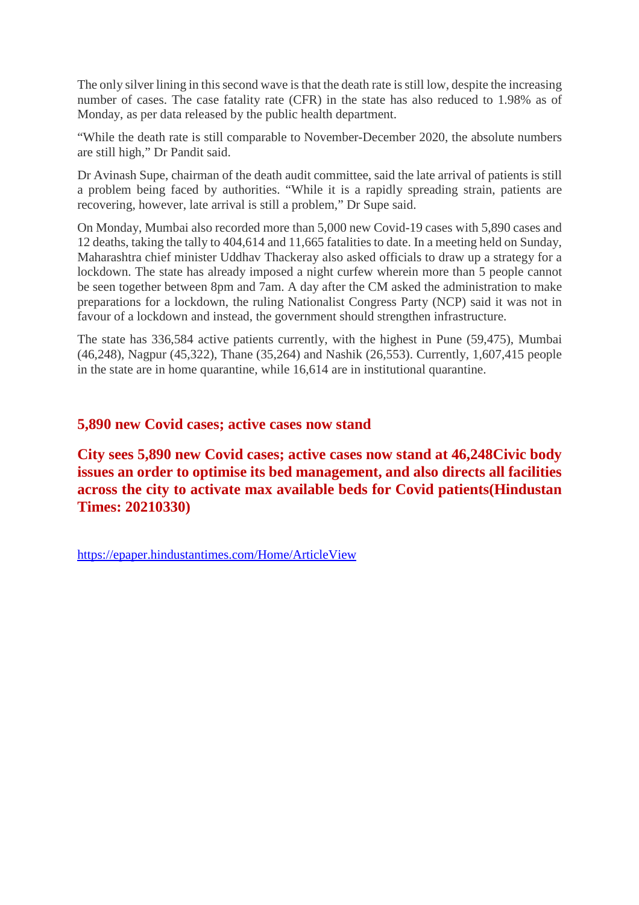The only silver lining in this second wave is that the death rate is still low, despite the increasing number of cases. The case fatality rate (CFR) in the state has also reduced to 1.98% as of Monday, as per data released by the public health department.

"While the death rate is still comparable to November-December 2020, the absolute numbers are still high," Dr Pandit said.

Dr Avinash Supe, chairman of the death audit committee, said the late arrival of patients is still a problem being faced by authorities. "While it is a rapidly spreading strain, patients are recovering, however, late arrival is still a problem," Dr Supe said.

On Monday, Mumbai also recorded more than 5,000 new Covid-19 cases with 5,890 cases and 12 deaths, taking the tally to 404,614 and 11,665 fatalities to date. In a meeting held on Sunday, Maharashtra chief minister Uddhav Thackeray also asked officials to draw up a strategy for a lockdown. The state has already imposed a night curfew wherein more than 5 people cannot be seen together between 8pm and 7am. A day after the CM asked the administration to make preparations for a lockdown, the ruling Nationalist Congress Party (NCP) said it was not in favour of a lockdown and instead, the government should strengthen infrastructure.

The state has 336,584 active patients currently, with the highest in Pune (59,475), Mumbai (46,248), Nagpur (45,322), Thane (35,264) and Nashik (26,553). Currently, 1,607,415 people in the state are in home quarantine, while 16,614 are in institutional quarantine.

## 5,890 new Covid cases; active cases now stand

## City sees 5,890 new Covid cases; active cases now stand at 46,248Civic body issues an order to optimise its bed management, and also directs all facilities across the city to activate max available beds for Covid patients(Hindustan Times: 20210330)

https://epaper.hindustantimes.com/Home/ArticleView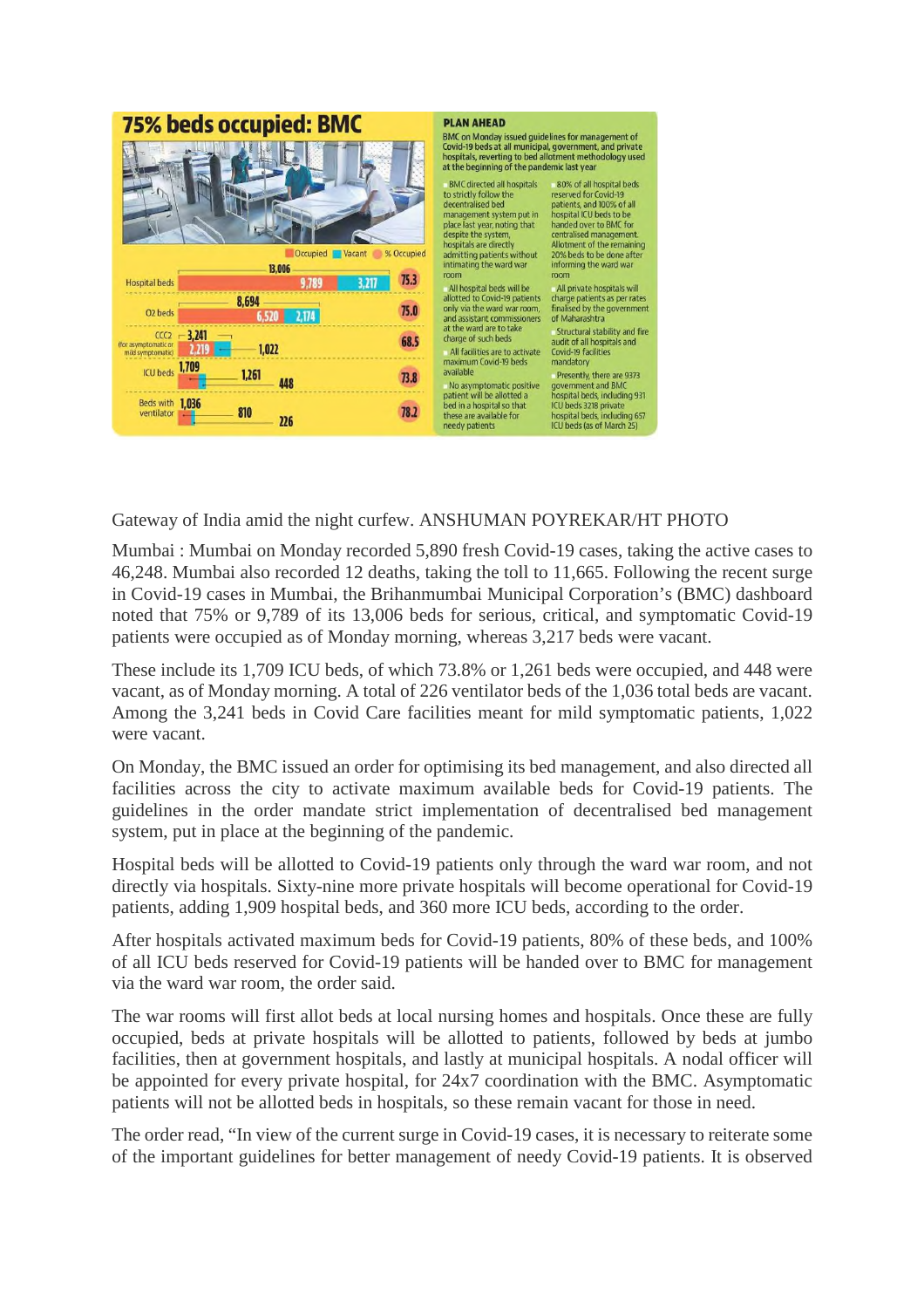# 75% beds occupied: BMC

| | Total | Occupied | Vacant | % Occupied |
|---|---|---|---|---|
| Hospital beds | 13,006 | 9,789 | 3,217 | 75.3 |
| O2 beds | 8,694 | 6,520 | 2,174 | 75.0 |
| CCC2 (for asymptomatic or mild symptomatic) | 3,241 | 2,219 | 1,022 | 68.5 |
| ICU beds | 1,709 | 1,261 | 448 | 73.8 |
| Beds with ventilator | 1,036 | 810 | 226 | 78.2 |

## PLAN AHEAD

BMC on Monday issued guidelines for management of Covid-19 beds at all municipal, government, and private hospitals, reverting to bed allotment methodology used at the beginning of the pandemic last year

- BMC directed all hospitals to strictly follow the decentralised bed management system put in place last year, noting that despite the system, hospitals are directly admitting patients without intimating the ward war room
- All hospital beds will be allotted to Covid-19 patients only via the ward war room, and assistant commissioners at the ward are to take charge of such beds
- All facilities are to activate maximum Covid-19 beds available
- No asymptomatic positive patient will be allotted a bed in a hospital so that these are available for needy patients
- 80% of all hospital beds reserved for Covid-19 patients, and 100% of all hospital ICU beds to be handed over to BMC for centralised management. Allotment of the remaining 20% beds to be done after informing the ward war room
- All private hospitals will charge patients as per rates finalised by the government of Maharashtra
- Structural stability and fire audit of all hospitals and Covid-19 facilities mandatory
- Presently, there are 9373 government and BMC hospital beds, including 931 ICU beds 3218 private hospital beds, including 657 ICU beds (as of March 25)

Gateway of India amid the night curfew. ANSHUMAN POYREKAR/HT PHOTO

Mumbai : Mumbai on Monday recorded 5,890 fresh Covid-19 cases, taking the active cases to 46,248. Mumbai also recorded 12 deaths, taking the toll to 11,665. Following the recent surge in Covid-19 cases in Mumbai, the Brihanmumbai Municipal Corporation's (BMC) dashboard noted that 75% or 9,789 of its 13,006 beds for serious, critical, and symptomatic Covid-19 patients were occupied as of Monday morning, whereas 3,217 beds were vacant.

These include its 1,709 ICU beds, of which 73.8% or 1,261 beds were occupied, and 448 were vacant, as of Monday morning. A total of 226 ventilator beds of the 1,036 total beds are vacant. Among the 3,241 beds in Covid Care facilities meant for mild symptomatic patients, 1,022 were vacant.

On Monday, the BMC issued an order for optimising its bed management, and also directed all facilities across the city to activate maximum available beds for Covid-19 patients. The guidelines in the order mandate strict implementation of decentralised bed management system, put in place at the beginning of the pandemic.

Hospital beds will be allotted to Covid-19 patients only through the ward war room, and not directly via hospitals. Sixty-nine more private hospitals will become operational for Covid-19 patients, adding 1,909 hospital beds, and 360 more ICU beds, according to the order.

After hospitals activated maximum beds for Covid-19 patients, 80% of these beds, and 100% of all ICU beds reserved for Covid-19 patients will be handed over to BMC for management via the ward war room, the order said.

The war rooms will first allot beds at local nursing homes and hospitals. Once these are fully occupied, beds at private hospitals will be allotted to patients, followed by beds at jumbo facilities, then at government hospitals, and lastly at municipal hospitals. A nodal officer will be appointed for every private hospital, for 24x7 coordination with the BMC. Asymptomatic patients will not be allotted beds in hospitals, so these remain vacant for those in need.

The order read, "In view of the current surge in Covid-19 cases, it is necessary to reiterate some of the important guidelines for better management of needy Covid-19 patients. It is observed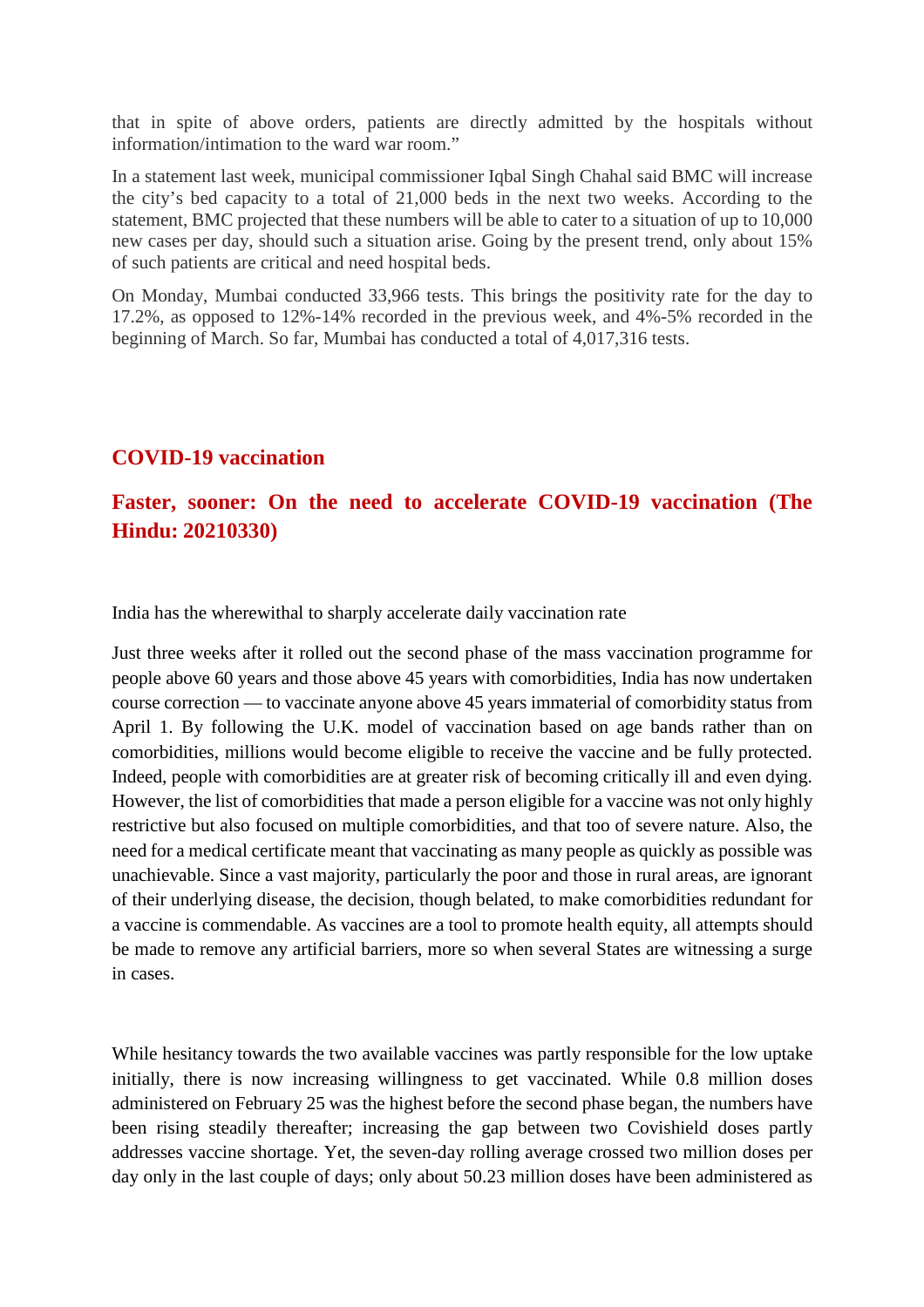that in spite of above orders, patients are directly admitted by the hospitals without information/intimation to the ward war room."

In a statement last week, municipal commissioner Iqbal Singh Chahal said BMC will increase the city's bed capacity to a total of 21,000 beds in the next two weeks. According to the statement, BMC projected that these numbers will be able to cater to a situation of up to 10,000 new cases per day, should such a situation arise. Going by the present trend, only about 15% of such patients are critical and need hospital beds.

On Monday, Mumbai conducted 33,966 tests. This brings the positivity rate for the day to 17.2%, as opposed to 12%-14% recorded in the previous week, and 4%-5% recorded in the beginning of March. So far, Mumbai has conducted a total of 4,017,316 tests.

## COVID-19 vaccination

## Faster, sooner: On the need to accelerate COVID-19 vaccination (The Hindu: 20210330)

India has the wherewithal to sharply accelerate daily vaccination rate

Just three weeks after it rolled out the second phase of the mass vaccination programme for people above 60 years and those above 45 years with comorbidities, India has now undertaken course correction — to vaccinate anyone above 45 years immaterial of comorbidity status from April 1. By following the U.K. model of vaccination based on age bands rather than on comorbidities, millions would become eligible to receive the vaccine and be fully protected. Indeed, people with comorbidities are at greater risk of becoming critically ill and even dying. However, the list of comorbidities that made a person eligible for a vaccine was not only highly restrictive but also focused on multiple comorbidities, and that too of severe nature. Also, the need for a medical certificate meant that vaccinating as many people as quickly as possible was unachievable. Since a vast majority, particularly the poor and those in rural areas, are ignorant of their underlying disease, the decision, though belated, to make comorbidities redundant for a vaccine is commendable. As vaccines are a tool to promote health equity, all attempts should be made to remove any artificial barriers, more so when several States are witnessing a surge in cases.

While hesitancy towards the two available vaccines was partly responsible for the low uptake initially, there is now increasing willingness to get vaccinated. While 0.8 million doses administered on February 25 was the highest before the second phase began, the numbers have been rising steadily thereafter; increasing the gap between two Covishield doses partly addresses vaccine shortage. Yet, the seven-day rolling average crossed two million doses per day only in the last couple of days; only about 50.23 million doses have been administered as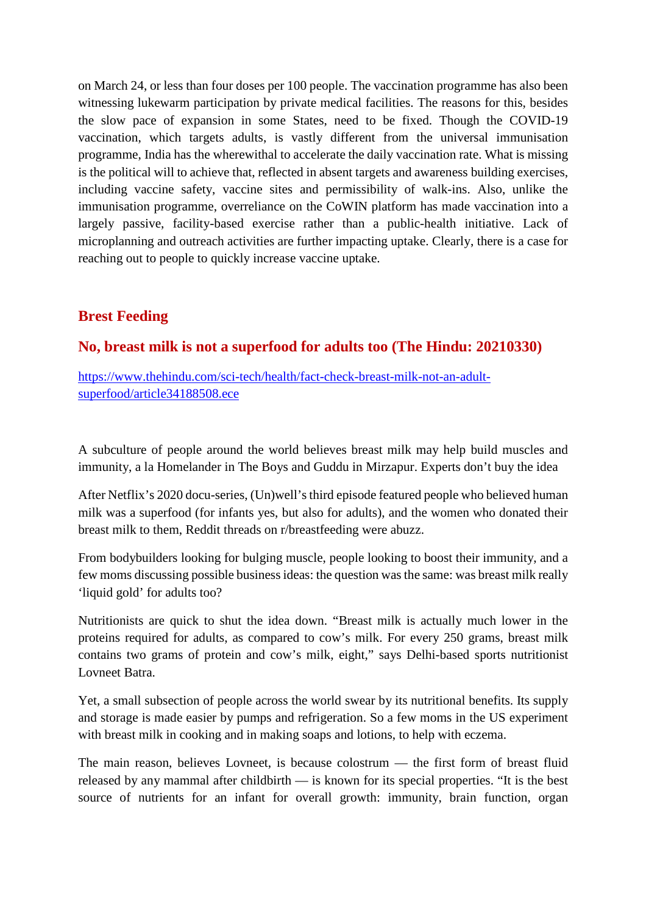on March 24, or less than four doses per 100 people. The vaccination programme has also been witnessing lukewarm participation by private medical facilities. The reasons for this, besides the slow pace of expansion in some States, need to be fixed. Though the COVID-19 vaccination, which targets adults, is vastly different from the universal immunisation programme, India has the wherewithal to accelerate the daily vaccination rate. What is missing is the political will to achieve that, reflected in absent targets and awareness building exercises, including vaccine safety, vaccine sites and permissibility of walk-ins. Also, unlike the immunisation programme, overreliance on the CoWIN platform has made vaccination into a largely passive, facility-based exercise rather than a public-health initiative. Lack of microplanning and outreach activities are further impacting uptake. Clearly, there is a case for reaching out to people to quickly increase vaccine uptake.

## Brest Feeding

## No, breast milk is not a superfood for adults too (The Hindu: 20210330)

https://www.thehindu.com/sci-tech/health/fact-check-breast-milk-not-an-adult-superfood/article34188508.ece

A subculture of people around the world believes breast milk may help build muscles and immunity, a la Homelander in The Boys and Guddu in Mirzapur. Experts don't buy the idea

After Netflix's 2020 docu-series, (Un)well's third episode featured people who believed human milk was a superfood (for infants yes, but also for adults), and the women who donated their breast milk to them, Reddit threads on r/breastfeeding were abuzz.

From bodybuilders looking for bulging muscle, people looking to boost their immunity, and a few moms discussing possible business ideas: the question was the same: was breast milk really 'liquid gold' for adults too?

Nutritionists are quick to shut the idea down. "Breast milk is actually much lower in the proteins required for adults, as compared to cow's milk. For every 250 grams, breast milk contains two grams of protein and cow's milk, eight," says Delhi-based sports nutritionist Lovneet Batra.

Yet, a small subsection of people across the world swear by its nutritional benefits. Its supply and storage is made easier by pumps and refrigeration. So a few moms in the US experiment with breast milk in cooking and in making soaps and lotions, to help with eczema.

The main reason, believes Lovneet, is because colostrum — the first form of breast fluid released by any mammal after childbirth — is known for its special properties. "It is the best source of nutrients for an infant for overall growth: immunity, brain function, organ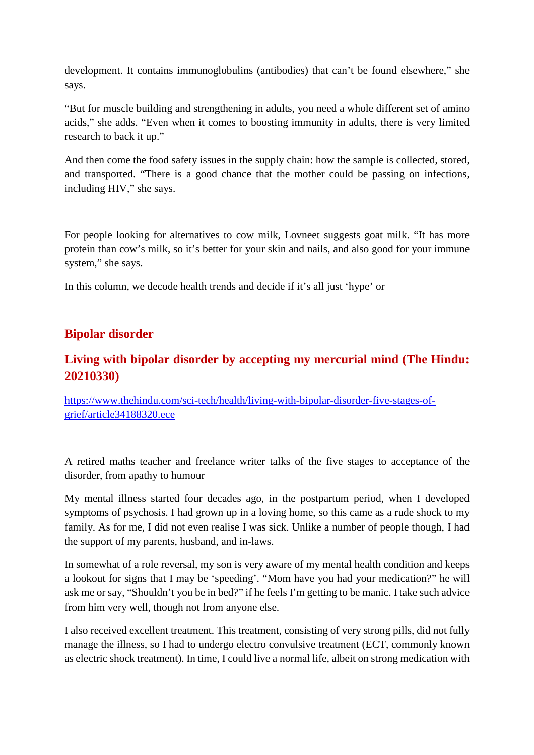development. It contains immunoglobulins (antibodies) that can't be found elsewhere," she says.

"But for muscle building and strengthening in adults, you need a whole different set of amino acids," she adds. "Even when it comes to boosting immunity in adults, there is very limited research to back it up."

And then come the food safety issues in the supply chain: how the sample is collected, stored, and transported. "There is a good chance that the mother could be passing on infections, including HIV," she says.

For people looking for alternatives to cow milk, Lovneet suggests goat milk. "It has more protein than cow's milk, so it's better for your skin and nails, and also good for your immune system," she says.

In this column, we decode health trends and decide if it's all just 'hype' or

## Bipolar disorder

## Living with bipolar disorder by accepting my mercurial mind (The Hindu: 20210330)

https://www.thehindu.com/sci-tech/health/living-with-bipolar-disorder-five-stages-of-grief/article34188320.ece

A retired maths teacher and freelance writer talks of the five stages to acceptance of the disorder, from apathy to humour

My mental illness started four decades ago, in the postpartum period, when I developed symptoms of psychosis. I had grown up in a loving home, so this came as a rude shock to my family. As for me, I did not even realise I was sick. Unlike a number of people though, I had the support of my parents, husband, and in-laws.

In somewhat of a role reversal, my son is very aware of my mental health condition and keeps a lookout for signs that I may be 'speeding'. "Mom have you had your medication?" he will ask me or say, "Shouldn't you be in bed?" if he feels I'm getting to be manic. I take such advice from him very well, though not from anyone else.

I also received excellent treatment. This treatment, consisting of very strong pills, did not fully manage the illness, so I had to undergo electro convulsive treatment (ECT, commonly known as electric shock treatment). In time, I could live a normal life, albeit on strong medication with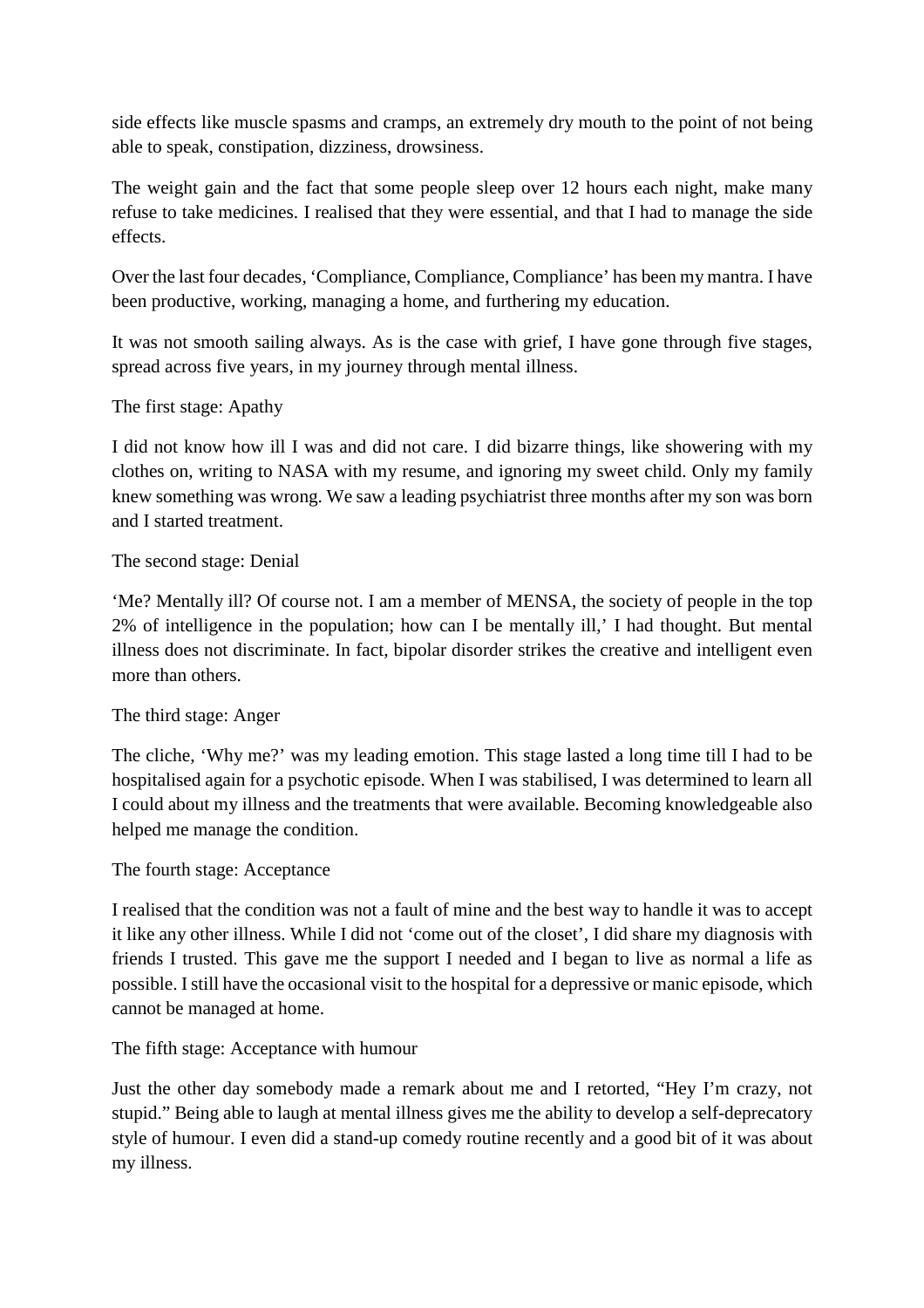side effects like muscle spasms and cramps, an extremely dry mouth to the point of not being able to speak, constipation, dizziness, drowsiness.

The weight gain and the fact that some people sleep over 12 hours each night, make many refuse to take medicines. I realised that they were essential, and that I had to manage the side effects.

Over the last four decades, 'Compliance, Compliance, Compliance' has been my mantra. I have been productive, working, managing a home, and furthering my education.

It was not smooth sailing always. As is the case with grief, I have gone through five stages, spread across five years, in my journey through mental illness.

The first stage: Apathy

I did not know how ill I was and did not care. I did bizarre things, like showering with my clothes on, writing to NASA with my resume, and ignoring my sweet child. Only my family knew something was wrong. We saw a leading psychiatrist three months after my son was born and I started treatment.

The second stage: Denial

'Me? Mentally ill? Of course not. I am a member of MENSA, the society of people in the top 2% of intelligence in the population; how can I be mentally ill,' I had thought. But mental illness does not discriminate. In fact, bipolar disorder strikes the creative and intelligent even more than others.

The third stage: Anger

The cliche, 'Why me?' was my leading emotion. This stage lasted a long time till I had to be hospitalised again for a psychotic episode. When I was stabilised, I was determined to learn all I could about my illness and the treatments that were available. Becoming knowledgeable also helped me manage the condition.

The fourth stage: Acceptance

I realised that the condition was not a fault of mine and the best way to handle it was to accept it like any other illness. While I did not 'come out of the closet', I did share my diagnosis with friends I trusted. This gave me the support I needed and I began to live as normal a life as possible. I still have the occasional visit to the hospital for a depressive or manic episode, which cannot be managed at home.

The fifth stage: Acceptance with humour

Just the other day somebody made a remark about me and I retorted, "Hey I'm crazy, not stupid." Being able to laugh at mental illness gives me the ability to develop a self-deprecatory style of humour. I even did a stand-up comedy routine recently and a good bit of it was about my illness.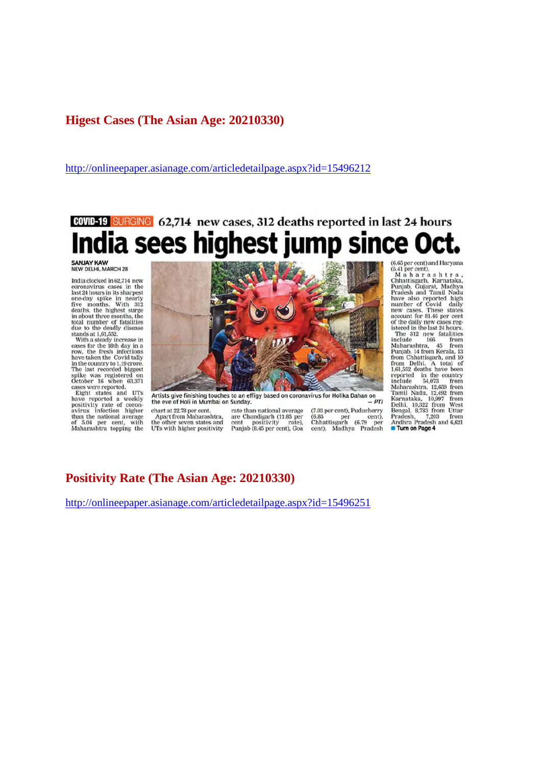## Higest Cases (The Asian Age: 20210330)

http://onlineepaper.asianage.com/articledetailpage.aspx?id=15496212

**COVID-19 SURGING** 62,714 new cases, 312 deaths reported in last 24 hours

# India sees highest jump since Oct.

**SANJAY KAW**
NEW DELHI, MARCH 28

India clocked in 62,714 new coronavirus cases in the last 24 hours in its sharpest one-day spike in nearly five months. With 312 deaths, the highest surge in about three months, the total number of fatalities due to the deadly disease stands at 1,61,552.

With a steady increase in cases for the 18th day in a row, the fresh infections have taken the Covid tally in the country to 1.19 crore. The last recorded biggest spike was registered on October 16 when 63,371 cases were reported.

Eight states and UTs have reported a weekly positivity rate of coronavirus infection higher than the national average of 5.04 per cent, with Maharashtra topping the chart at 22.78 per cent.

Apart from Maharashtra, the other seven states and UTs with higher positivity rate than national average are Chandigarh (11.85 per cent positivity rate), Punjab (8.45 per cent), Goa (7.03 per cent), Puducherry (6.85 per cent), Chhattisgarh (6.79 per cent), Madhya Pradesh (6.65 per cent) and Haryana (5.41 per cent).

Maharashtra, Chhattisgarh, Karnataka, Punjab, Gujarat, Madhya Pradesh and Tamil Nadu have also reported high number of Covid daily new cases. These states account for 81.46 per cent of the daily new cases registered in the last 24 hours.

The 312 new fatalities include 166 from Maharashtra, 45 from Punjab, 14 from Kerala, 13 from Chhattisgarh, and 10 from Delhi. A total of 1,61,552 deaths have been reported in the country include 54,073 from Maharashtra, 12,659 from Tamil Nadu, 12,492 from Karnataka, 10,997 from Delhi, 10,322 from West Bengal, 8,783 from Uttar Pradesh, 7,203 from Andhra Pradesh and 6,621

■ Turn on Page 4

Artists give finishing touches to an effigy based on coronavirus for Holika Dahan on the eve of Holi in Mumbai on Sunday. — *PTI*

## Positivity Rate (The Asian Age: 20210330)

http://onlineepaper.asianage.com/articledetailpage.aspx?id=15496251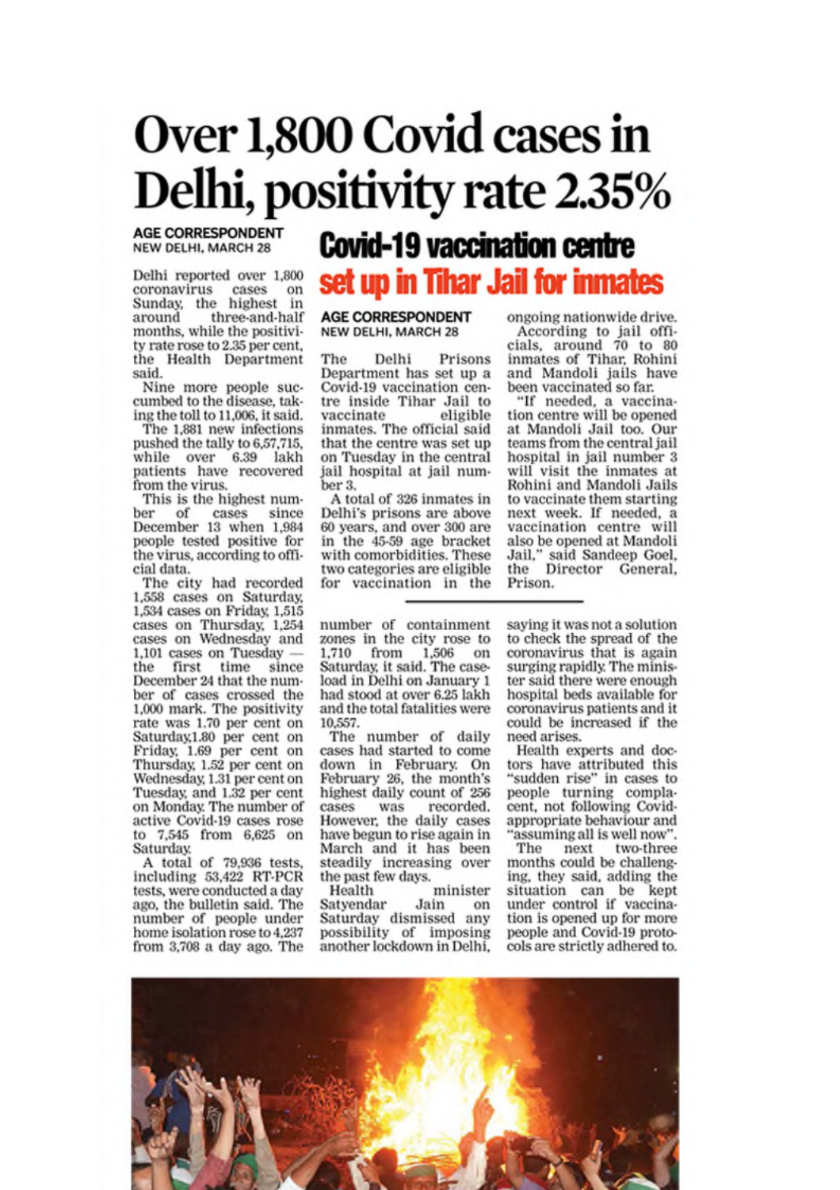# Over 1,800 Covid cases in Delhi, positivity rate 2.35%

**AGE CORRESPONDENT**
NEW DELHI, MARCH 28

Delhi reported over 1,800 coronavirus cases on Sunday, the highest in around three-and-half months, while the positivity rate rose to 2.35 per cent, the Health Department said.

Nine more people succumbed to the disease, taking the toll to 11,006, it said.

The 1,881 new infections pushed the tally to 6,57,715, while over 6.39 lakh patients have recovered from the virus.

This is the highest number of cases since December 13 when 1,984 people tested positive for the virus, according to official data.

The city had recorded 1,558 cases on Saturday, 1,534 cases on Friday, 1,515 cases on Thursday, 1,254 cases on Wednesday and 1,101 cases on Tuesday — the first time since December 24 that the number of cases crossed the 1,000 mark. The positivity rate was 1.70 per cent on Saturday,1.80 per cent on Friday, 1.69 per cent on Thursday, 1.52 per cent on Wednesday, 1.31 per cent on Tuesday, and 1.32 per cent on Monday. The number of active Covid-19 cases rose to 7,545 from 6,625 on Saturday.

A total of 79,936 tests, including 53,422 RT-PCR tests, were conducted a day ago, the bulletin said. The number of people under home isolation rose to 4,237 from 3,708 a day ago. The number of containment zones in the city rose to 1,710 from 1,506 on Saturday, it said. The caseload in Delhi on January 1 had stood at over 6.25 lakh and the total fatalities were 10,557.

The number of daily cases had started to come down in February. On February 26, the month's highest daily count of 256 cases was recorded. However, the daily cases have begun to rise again in March and it has been steadily increasing over the past few days.

Health minister Satyendar Jain on Saturday dismissed any possibility of imposing another lockdown in Delhi, saying it was not a solution to check the spread of the coronavirus that is again surging rapidly. The minister said there were enough hospital beds available for coronavirus patients and it could be increased if the need arises.

Health experts and doctors have attributed this "sudden rise" in cases to people turning complacent, not following Covid-appropriate behaviour and "assuming all is well now".

The next two-three months could be challenging, they said, adding the situation can be kept under control if vaccination is opened up for more people and Covid-19 protocols are strictly adhered to.

## Covid-19 vaccination centre set up in Tihar Jail for inmates

**AGE CORRESPONDENT**
NEW DELHI, MARCH 28

The Delhi Prisons Department has set up a Covid-19 vaccination centre inside Tihar Jail to vaccinate eligible inmates. The official said that the centre was set up on Tuesday in the central jail hospital at jail number 3.

A total of 326 inmates in Delhi's prisons are above 60 years, and over 300 are in the 45-59 age bracket with comorbidities. These two categories are eligible for vaccination in the ongoing nationwide drive.

According to jail officials, around 70 to 80 inmates of Tihar, Rohini and Mandoli jails have been vaccinated so far.

"If needed, a vaccination centre will be opened at Mandoli Jail too. Our teams from the central jail hospital in jail number 3 will visit the inmates at Rohini and Mandoli Jails to vaccinate them starting next week. If needed, a vaccination centre will also be opened at Mandoli Jail," said Sandeep Goel, the Director General, Prison.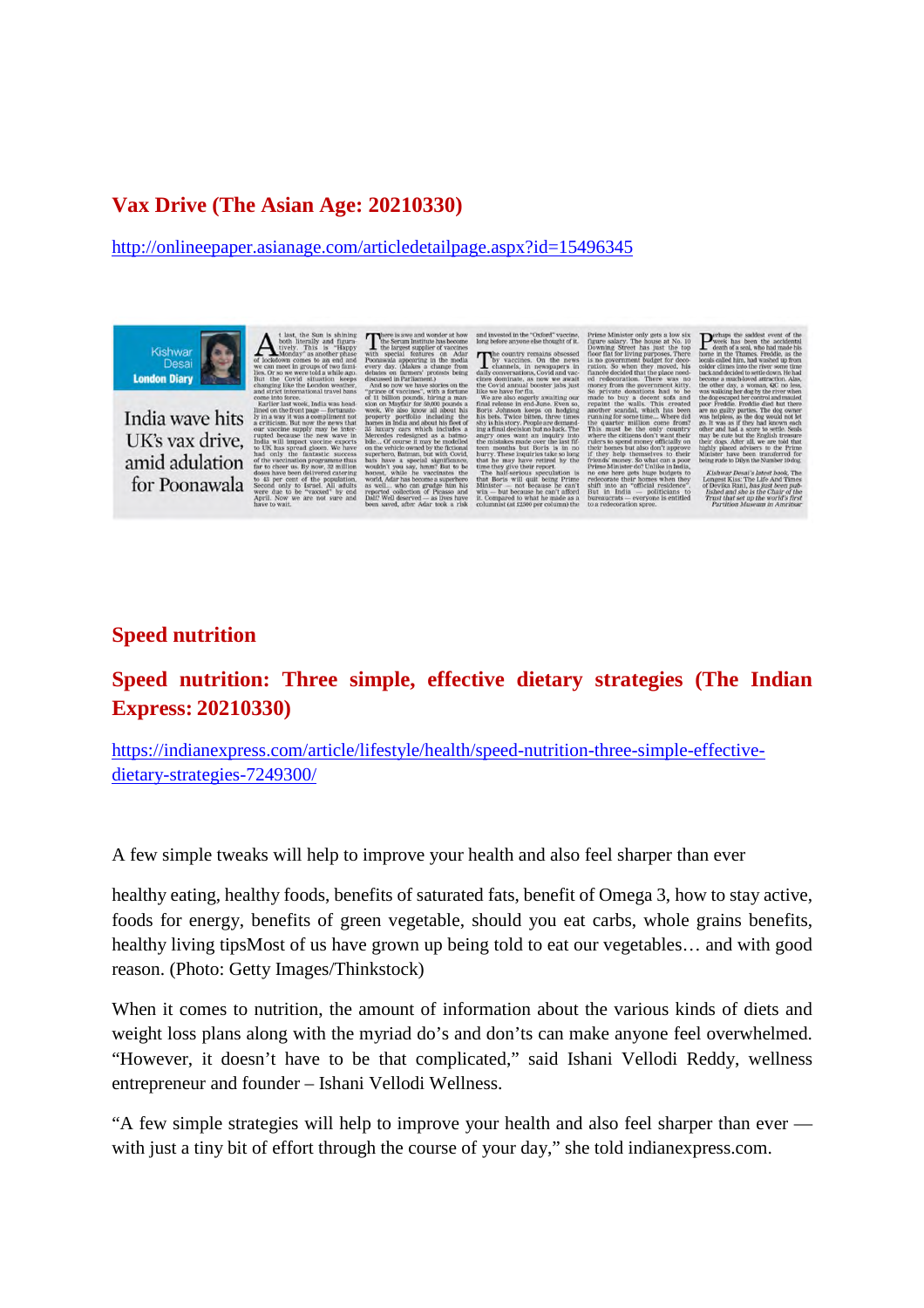## Vax Drive (The Asian Age: 20210330)

http://onlineepaper.asianage.com/articledetailpage.aspx?id=15496345

Kishwar Desai
London Diary

India wave hits UK's vax drive, amid adulation for Poonawala

## Speed nutrition

## Speed nutrition: Three simple, effective dietary strategies (The Indian Express: 20210330)

https://indianexpress.com/article/lifestyle/health/speed-nutrition-three-simple-effective-dietary-strategies-7249300/

A few simple tweaks will help to improve your health and also feel sharper than ever

healthy eating, healthy foods, benefits of saturated fats, benefit of Omega 3, how to stay active, foods for energy, benefits of green vegetable, should you eat carbs, whole grains benefits, healthy living tipsMost of us have grown up being told to eat our vegetables… and with good reason. (Photo: Getty Images/Thinkstock)

When it comes to nutrition, the amount of information about the various kinds of diets and weight loss plans along with the myriad do's and don'ts can make anyone feel overwhelmed. "However, it doesn't have to be that complicated," said Ishani Vellodi Reddy, wellness entrepreneur and founder – Ishani Vellodi Wellness.

"A few simple strategies will help to improve your health and also feel sharper than ever — with just a tiny bit of effort through the course of your day," she told indianexpress.com.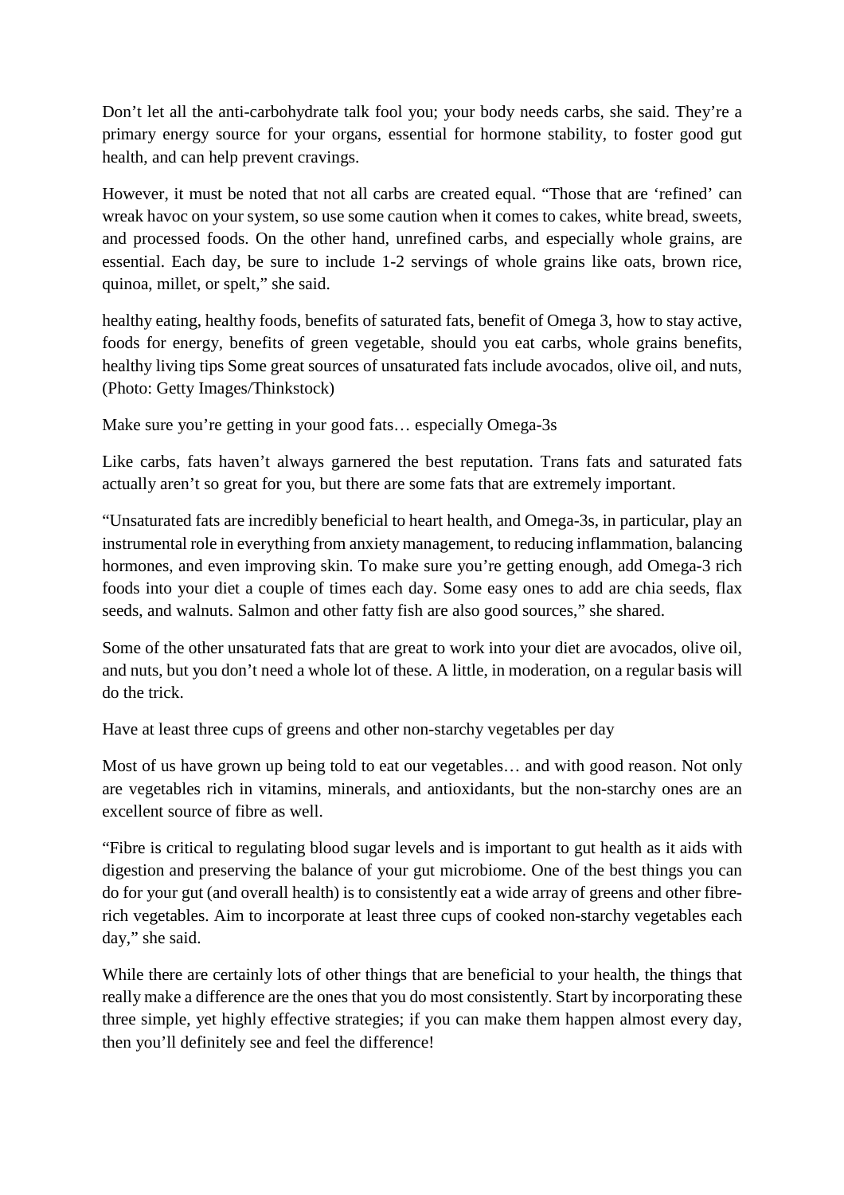Don't let all the anti-carbohydrate talk fool you; your body needs carbs, she said. They're a primary energy source for your organs, essential for hormone stability, to foster good gut health, and can help prevent cravings.

However, it must be noted that not all carbs are created equal. "Those that are 'refined' can wreak havoc on your system, so use some caution when it comes to cakes, white bread, sweets, and processed foods. On the other hand, unrefined carbs, and especially whole grains, are essential. Each day, be sure to include 1-2 servings of whole grains like oats, brown rice, quinoa, millet, or spelt," she said.

healthy eating, healthy foods, benefits of saturated fats, benefit of Omega 3, how to stay active, foods for energy, benefits of green vegetable, should you eat carbs, whole grains benefits, healthy living tips Some great sources of unsaturated fats include avocados, olive oil, and nuts, (Photo: Getty Images/Thinkstock)

Make sure you're getting in your good fats… especially Omega-3s

Like carbs, fats haven't always garnered the best reputation. Trans fats and saturated fats actually aren't so great for you, but there are some fats that are extremely important.

"Unsaturated fats are incredibly beneficial to heart health, and Omega-3s, in particular, play an instrumental role in everything from anxiety management, to reducing inflammation, balancing hormones, and even improving skin. To make sure you're getting enough, add Omega-3 rich foods into your diet a couple of times each day. Some easy ones to add are chia seeds, flax seeds, and walnuts. Salmon and other fatty fish are also good sources," she shared.

Some of the other unsaturated fats that are great to work into your diet are avocados, olive oil, and nuts, but you don't need a whole lot of these. A little, in moderation, on a regular basis will do the trick.

Have at least three cups of greens and other non-starchy vegetables per day

Most of us have grown up being told to eat our vegetables… and with good reason. Not only are vegetables rich in vitamins, minerals, and antioxidants, but the non-starchy ones are an excellent source of fibre as well.

"Fibre is critical to regulating blood sugar levels and is important to gut health as it aids with digestion and preserving the balance of your gut microbiome. One of the best things you can do for your gut (and overall health) is to consistently eat a wide array of greens and other fibre-rich vegetables. Aim to incorporate at least three cups of cooked non-starchy vegetables each day," she said.

While there are certainly lots of other things that are beneficial to your health, the things that really make a difference are the ones that you do most consistently. Start by incorporating these three simple, yet highly effective strategies; if you can make them happen almost every day, then you'll definitely see and feel the difference!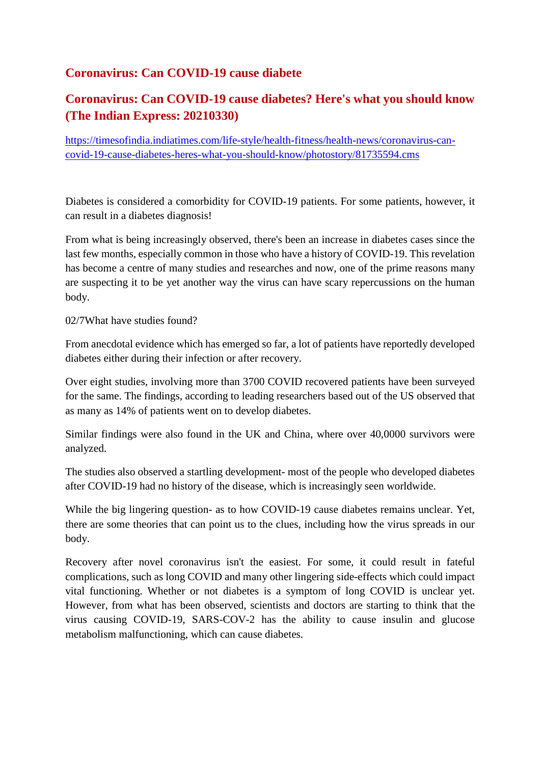## Coronavirus: Can COVID-19 cause diabete

## Coronavirus: Can COVID-19 cause diabetes? Here's what you should know (The Indian Express: 20210330)

https://timesofindia.indiatimes.com/life-style/health-fitness/health-news/coronavirus-can-covid-19-cause-diabetes-heres-what-you-should-know/photostory/81735594.cms

Diabetes is considered a comorbidity for COVID-19 patients. For some patients, however, it can result in a diabetes diagnosis!

From what is being increasingly observed, there's been an increase in diabetes cases since the last few months, especially common in those who have a history of COVID-19. This revelation has become a centre of many studies and researches and now, one of the prime reasons many are suspecting it to be yet another way the virus can have scary repercussions on the human body.

02/7What have studies found?

From anecdotal evidence which has emerged so far, a lot of patients have reportedly developed diabetes either during their infection or after recovery.

Over eight studies, involving more than 3700 COVID recovered patients have been surveyed for the same. The findings, according to leading researchers based out of the US observed that as many as 14% of patients went on to develop diabetes.

Similar findings were also found in the UK and China, where over 40,0000 survivors were analyzed.

The studies also observed a startling development- most of the people who developed diabetes after COVID-19 had no history of the disease, which is increasingly seen worldwide.

While the big lingering question- as to how COVID-19 cause diabetes remains unclear. Yet, there are some theories that can point us to the clues, including how the virus spreads in our body.

Recovery after novel coronavirus isn't the easiest. For some, it could result in fateful complications, such as long COVID and many other lingering side-effects which could impact vital functioning. Whether or not diabetes is a symptom of long COVID is unclear yet. However, from what has been observed, scientists and doctors are starting to think that the virus causing COVID-19, SARS-COV-2 has the ability to cause insulin and glucose metabolism malfunctioning, which can cause diabetes.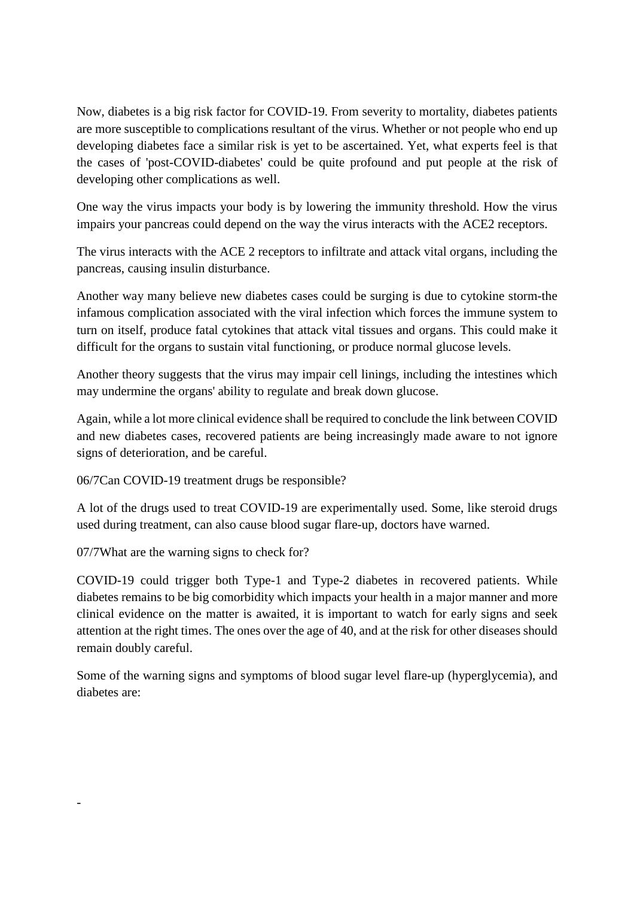Now, diabetes is a big risk factor for COVID-19. From severity to mortality, diabetes patients are more susceptible to complications resultant of the virus. Whether or not people who end up developing diabetes face a similar risk is yet to be ascertained. Yet, what experts feel is that the cases of 'post-COVID-diabetes' could be quite profound and put people at the risk of developing other complications as well.

One way the virus impacts your body is by lowering the immunity threshold. How the virus impairs your pancreas could depend on the way the virus interacts with the ACE2 receptors.

The virus interacts with the ACE 2 receptors to infiltrate and attack vital organs, including the pancreas, causing insulin disturbance.

Another way many believe new diabetes cases could be surging is due to cytokine storm-the infamous complication associated with the viral infection which forces the immune system to turn on itself, produce fatal cytokines that attack vital tissues and organs. This could make it difficult for the organs to sustain vital functioning, or produce normal glucose levels.

Another theory suggests that the virus may impair cell linings, including the intestines which may undermine the organs' ability to regulate and break down glucose.

Again, while a lot more clinical evidence shall be required to conclude the link between COVID and new diabetes cases, recovered patients are being increasingly made aware to not ignore signs of deterioration, and be careful.

06/7Can COVID-19 treatment drugs be responsible?

A lot of the drugs used to treat COVID-19 are experimentally used. Some, like steroid drugs used during treatment, can also cause blood sugar flare-up, doctors have warned.

07/7What are the warning signs to check for?

COVID-19 could trigger both Type-1 and Type-2 diabetes in recovered patients. While diabetes remains to be big comorbidity which impacts your health in a major manner and more clinical evidence on the matter is awaited, it is important to watch for early signs and seek attention at the right times. The ones over the age of 40, and at the risk for other diseases should remain doubly careful.

Some of the warning signs and symptoms of blood sugar level flare-up (hyperglycemia), and diabetes are:

-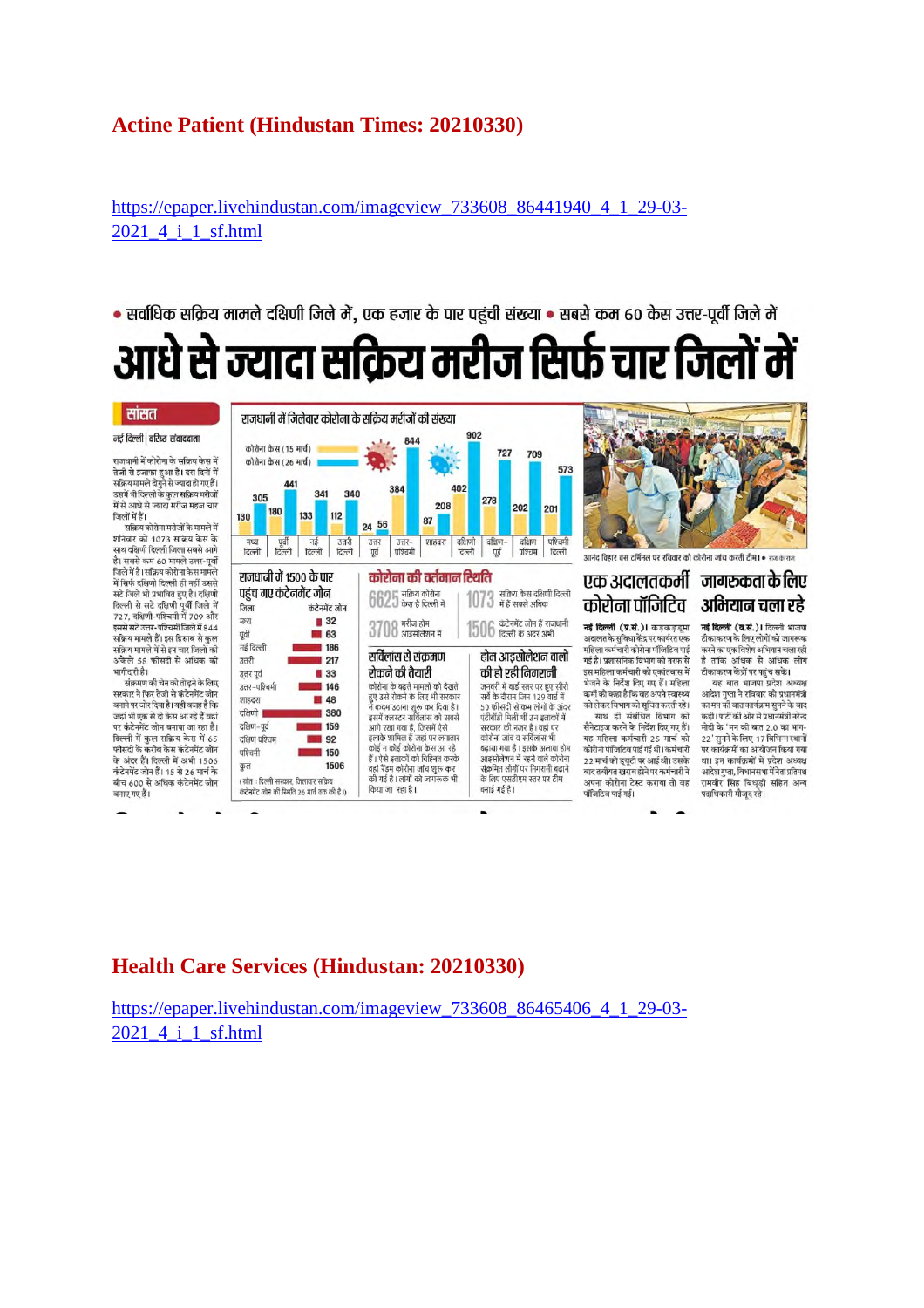## Actine Patient (Hindustan Times: 20210330)

https://epaper.livehindustan.com/imageview_733608_86441940_4_1_29-03-2021_4_i_1_sf.html

• सर्वाधिक सक्रिय मामले दक्षिणी जिले में, एक हजार के पार पहुंची संख्या • सबसे कम 60 केस उत्तर-पूर्वी जिले में

# आधे से ज्यादा सक्रिय मरीज सिर्फ चार जिलों में

**सांसत**

नई दिल्ली | वरिष्ठ संवाददाता

राजधानी में कोरोना के सक्रिय केस में तेजी से इजाफा हुआ है। दस दिनों में सक्रिय मामले दोगुने से ज्यादा हो गए हैं। उसमें भी दिल्ली के कुल सक्रिय मरीजों में से आधे से ज्यादा मरीज महज चार जिलों में हैं।

सक्रिय कोरोना मरीजों के मामले में शनिवार को 1073 सक्रिय केस के साथ दक्षिणी दिल्ली जिला सबसे आगे है। सबसे कम 60 मामले उत्तर-पूर्वी जिले में है। सक्रिय कोरोना केस वाले में सिर्फ दक्षिणी दिल्ली ही नहीं उससे सटे जिले भी प्रभावित हुए है। दक्षिणी दिल्ली से सटे दक्षिणी पूर्वी जिले में 727, दक्षिणी-पश्चिमी जिले में 709 और इससे सटे उत्तर-पश्चिमी जिले में 844 सक्रिय मामले हैं। इस हिसाब से कुल सक्रिय मामले में से इन चार जिलों की अकेले 58 फीसदी से अधिक की भागीदारी है।

संक्रमण की चेन को तोड़ने के लिए सरकार ने फिर तेजी से कंटेनमेंट जोन बनाने पर जोर दिया है। यही वजह है कि जहां भी एक से दो केस आ रहे हैं वहां पर कंटेनमेंट जोन बनाया जा रहा है। दिल्ली में कुल सक्रिय केस में 65 फीसदी के करीब केस कंटेनमेंट जोन के अंदर हैं। दिल्ली में अभी 1506 कंटेनमेंट जोन हैं। 15 से 26 मार्च के बीच 600 से अधिक कंटेनमेंट जोन बनाए गए हैं।

**राजधानी में जिलेवार कोरोना के सक्रिय मरीजों की संख्या**

| जिला | कोरोना केस (15 मार्च) | कोरोना केस (26 मार्च) |
|---|---|---|
| मध्य दिल्ली | 130 | 305 |
| पूर्वी दिल्ली | 180 | 441 |
| नई दिल्ली | 133 | 341 |
| उत्तरी दिल्ली | 112 | 340 |
| उत्तर पूर्व | 24 | 56 |
| उत्तर-पश्चिमी | 384 | 844 |
| शाहदरा | 87 | 208 |
| दक्षिणी दिल्ली | 402 | 902 |
| दक्षिण-पूर्व | 278 | 727 |
| दक्षिण-पश्चिम | 202 | 709 |
| पश्चिमी दिल्ली | 201 | 573 |

**राजधानी में 1500 के पार पहुंच गए कंटेनमेंट जोन**

| जिला | कंटेनमेंट जोन |
|---|---|
| मध्य | 32 |
| पूर्वी | 63 |
| नई दिल्ली | 186 |
| उत्तरी | 217 |
| उत्तर पूर्व | 33 |
| उत्तर-पश्चिमी | 146 |
| शाहदरा | 48 |
| दक्षिणी | 380 |
| दक्षिण-पूर्व | 159 |
| दक्षिण पश्चिम | 92 |
| पश्चिमी | 150 |
| कुल | 1506 |

(स्रोत : दिल्ली सरकार, जिलावार सक्रिय कंटेनमेंट जोन की स्थिति 26 मार्च तक की है।)

**कोरोना की वर्तमान स्थिति**

- 6625 सक्रिय कोरोना केस हैं दिल्ली में
- 1073 सक्रिय केस दक्षिणी दिल्ली में हैं सबसे अधिक
- 3708 मरीज होम आइसोलेशन में
- 1506 कंटेनमेंट जोन हैं राजधानी दिल्ली के अंदर अभी

**सर्विलांस से संक्रमण रोकने की तैयारी**

कोरोना के बढ़ते मामलों को देखते हुए उसे रोकने के लिए भी सरकार ने कदम उठाना शुरू कर दिया है। इसमें क्लस्टर सर्विलांस को सबसे आगे रखा गया है, जिसमें ऐसे इलाके शामिल हैं जहां पर लगातार कोई न कोई कोरोना केस आ रहे हैं। ऐसे इलाकों को चिह्नित करके वहां रैंडम कोरोना जांच शुरू कर दी गई है। लोगों को जागरूक भी किया जा रहा है।

**होम आइसोलेशन वालों की हो रही निगरानी**

जनवरी में वार्ड स्तर पर हुए सीरो सर्वे के दौरान जिन 129 वार्ड में 50 फीसदी से कम लोगों के अंदर एंटीबॉडी मिली थी उन इलाकों में सरकार की नजर है। वहां पर कोरोना जांच व सर्विलांस भी बढ़ाया गया है। इसके अलावा होम आइसोलेशन में रहने वाले कोरोना संक्रमित लोगों पर निगरानी बढ़ाने के लिए एसडीएम स्तर पर टीम बनाई गई है।

आनंद विहार बस टर्मिनल पर रविवार को कोरोना जांच करती टीम। • राज के राज

### एक अदालतकर्मी कोरोना पॉजिटिव

**नई दिल्ली (प्र.सं.)।** कड़कड़डूमा अदालत के सुविधा केंद्र पर कार्यरत एक महिला कर्मचारी कोरोना पॉजिटिव पाई गई है। प्रशासनिक विभाग की तरफ से इस महिला कर्मचारी को एकांतवास में भेजने के निर्देश दिए गए हैं। महिला कर्मी को कहा है कि वह अपने स्वास्थ्य को लेकर विभाग को सूचित करती रहें।

साथ ही संबंधित विभाग को सैनेटाइज करने के निर्देश दिए गए हैं। यह महिला कर्मचारी 25 मार्च को कोरोना पॉजिटिव पाई गई थी। कर्मचारी 22 मार्च को ड्यूटी पर आई थी। उसके बाद तबीयत खराब होने पर कर्मचारी ने अपना कोरोना टेस्ट कराया तो वह पॉजिटिव पाई गई।

### जागरूकता के लिए अभियान चला रहे

**नई दिल्ली (प्र.सं.)।** दिल्ली भाजपा टीकाकरण के लिए लोगों को जागरूक करने का एक विशेष अभियान चला रही है ताकि अधिक से अधिक लोग टीकाकरण केंद्रों पर पहुंच सकें।

यह बात भाजपा प्रदेश अध्यक्ष आदेश गुप्ता ने रविवार को प्रधानमंत्री का मन की बात कार्यक्रम सुनने के बाद कही। पार्टी की ओर से प्रधानमंत्री नरेंद्र मोदी के 'मन की बात 2.0 का भाग-22' सुनने के लिए 17 विभिन्न स्थानों पर कार्यक्रमों का आयोजन किया गया था। इन कार्यक्रमों में प्रदेश अध्यक्ष आदेश गुप्ता, विधानसभा में नेता प्रतिपक्ष रामवीर सिंह बिधूड़ी सहित अन्य पदाधिकारी मौजूद रहे।

## Health Care Services (Hindustan: 20210330)

https://epaper.livehindustan.com/imageview_733608_86465406_4_1_29-03-2021_4_i_1_sf.html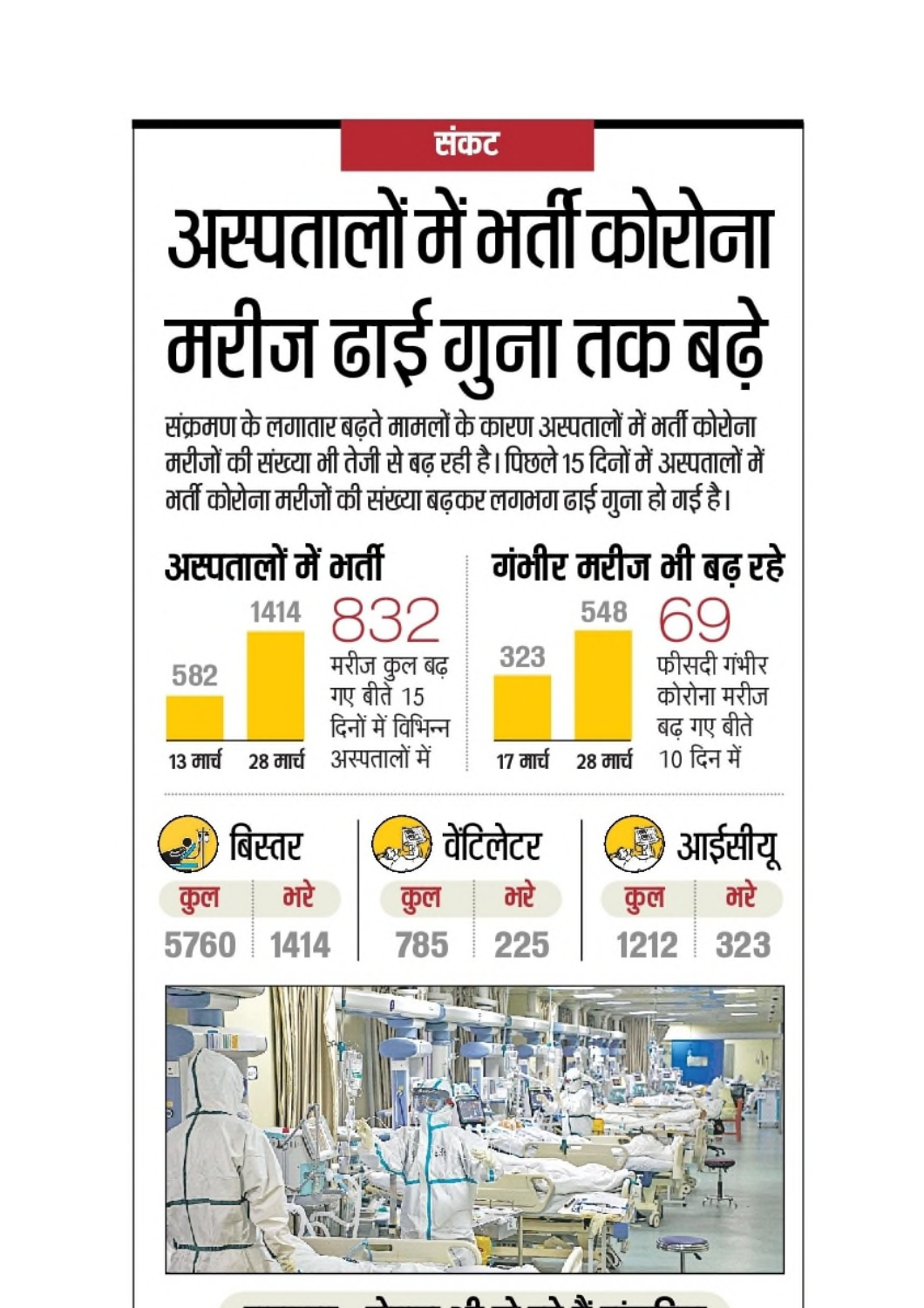**संकट**

# अस्पतालों में भर्ती कोरोना मरीज ढाई गुना तक बढ़े

संक्रमण के लगातार बढ़ते मामलों के कारण अस्पतालों में भर्ती कोरोना मरीजों की संख्या भी तेजी से बढ़ रही है। पिछले 15 दिनों में अस्पतालों में भर्ती कोरोना मरीजों की संख्या बढ़कर लगभग ढाई गुना हो गई है।

## अस्पतालों में भर्ती

| 13 मार्च | 28 मार्च |
|---|---|
| 582 | 1414 |

**832** मरीज कुल बढ़ गए बीते 15 दिनों में विभिन्न अस्पतालों में

## गंभीर मरीज भी बढ़ रहे

| 17 मार्च | 28 मार्च |
|---|---|
| 323 | 548 |

**69** फीसदी गंभीर कोरोना मरीज बढ़ गए बीते 10 दिन में

| | कुल | भरे |
|---|---|---|
| बिस्तर | 5760 | 1414 |
| वेंटिलेटर | 785 | 225 |
| आईसीयू | 1212 | 323 |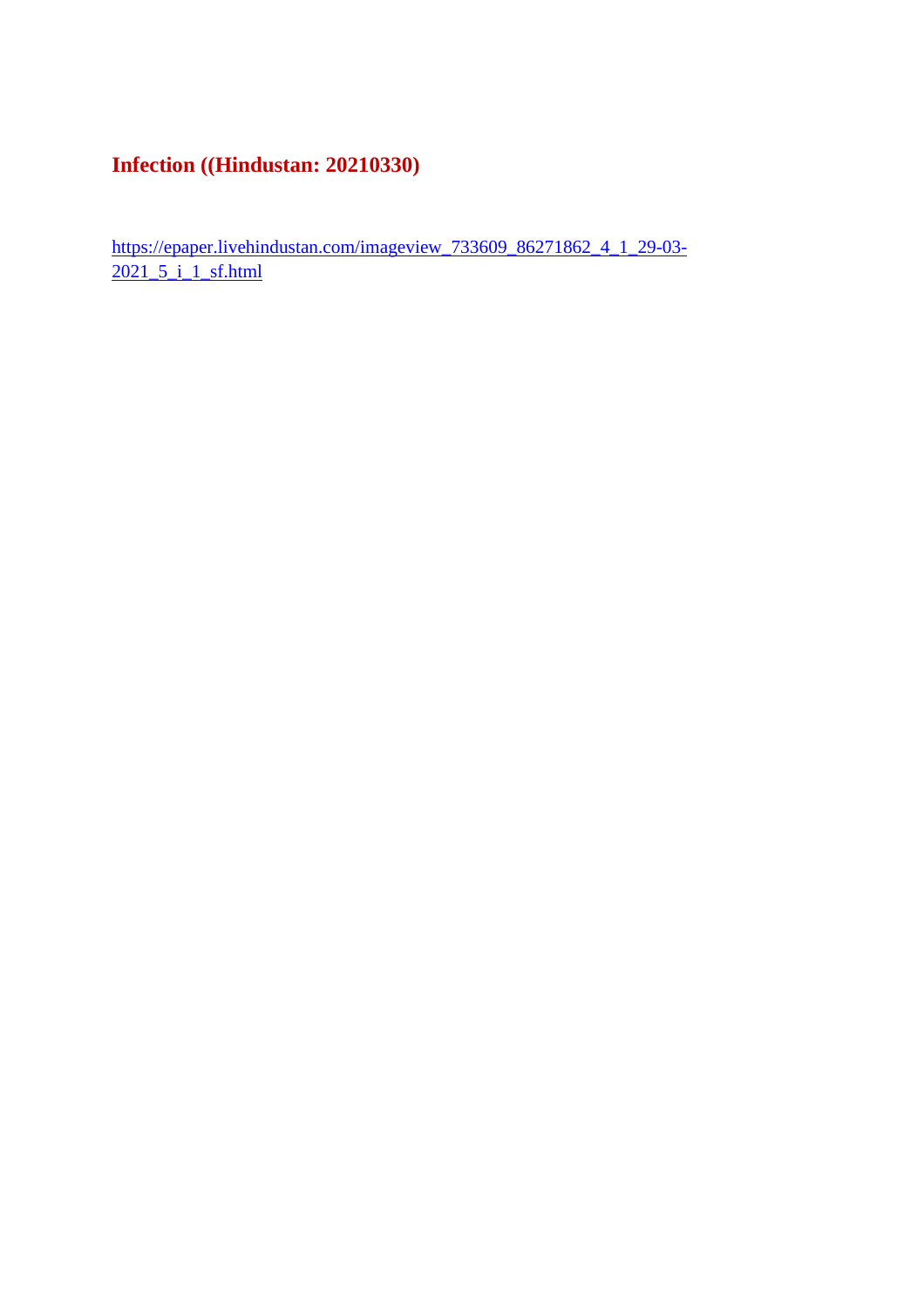## Infection ((Hindustan: 20210330)

https://epaper.livehindustan.com/imageview_733609_86271862_4_1_29-03-2021_5_i_1_sf.html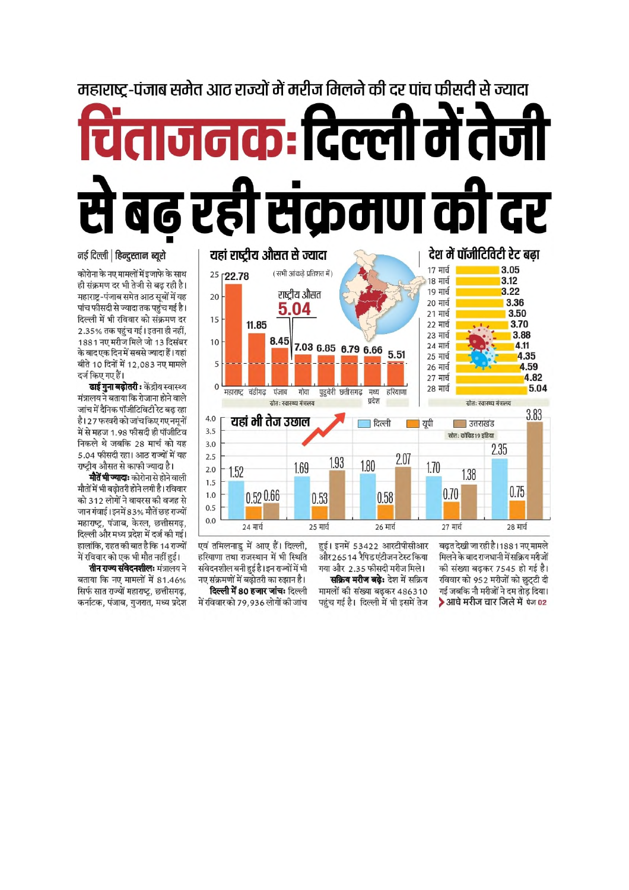## महाराष्ट्र-पंजाब समेत आठ राज्यों में मरीज मिलने की दर पांच फीसदी से ज्यादा

# चिंताजनक: दिल्ली में तेजी से बढ़ रही संक्रमण की दर

नई दिल्ली | हिन्दुस्तान ब्यूरो

कोरोना के नए मामलों में इजाफे के साथ ही संक्रमण दर भी तेजी से बढ़ रही है। महाराष्ट्र-पंजाब समेत आठ सूबों में यह पांच फीसदी से ज्यादा तक पहुंच गई है। दिल्ली में भी रविवार को संक्रमण दर 2.35% तक पहुंच गई। इतना ही नहीं, 1881 नए मरीज मिले जो 13 दिसंबर के बाद एक दिन में सबसे ज्यादा हैं। यहां बीते 10 दिनों में 12,083 नए मामले दर्ज किए गए हैं।

**ढाई गुना बढ़ोतरी :** केंद्रीय स्वास्थ्य मंत्रालय ने बताया कि रोजाना होने वाले जांच में दैनिक पॉजीटिविटी रेट बढ़ रहा है। 27 फरवरी को जांच किए गए नमूनों में से महज 1.98 फीसदी ही पॉजीटिव निकले थे जबकि 28 मार्च को यह 5.04 फीसदी रहा। आठ राज्यों में यह राष्ट्रीय औसत से काफी ज्यादा है।

**मौतें भी ज्यादा:** कोरोना से होने वाली मौतों में भी बढ़ोतरी होने लगी है। रविवार को 312 लोगों ने वायरस की वजह से जान गंवाई। इनमें 83% मौतें छह राज्यों महाराष्ट्र, पंजाब, केरल, छत्तीसगढ़, दिल्ली और मध्य प्रदेश में दर्ज की गई। हालांकि, राहत की बात है कि 14 राज्यों में रविवार को एक भी मौत नहीं हुई।

**तीन राज्य संवेदनशील:** मंत्रालय ने बताया कि नए मामलों में 81.46% सिर्फ सात राज्यों महाराष्ट्र, छत्तीसगढ़, कर्नाटक, पंजाब, गुजरात, मध्य प्रदेश एवं तमिलनाडु में आए हैं। दिल्ली, हरियाणा तथा राजस्थान में भी स्थिति संवेदनशील बनी हुई है। इन राज्यों में भी नए संक्रमणों में बढ़ोतरी का रुझान है।

**दिल्ली में 80 हजार जांच:** दिल्ली में रविवार को 79,936 लोगों की जांच हुई। इनमें 53422 आरटीपीसीआर और 26514 रैपिड एंटीजन टेस्ट किया गया और 2.35 फीसदी मरीज मिले।

**सक्रिय मरीज बढ़े:** देश में सक्रिय मामलों की संख्या बढ़कर 486310 पहुंच गई है। दिल्ली में भी इसमें तेज बढ़त देखी जा रही है। 1881 नए मामले मिलने के बाद राजधानी में सक्रिय मरीजों की संख्या बढ़कर 7545 हो गई है। रविवार को 952 मरीजों को छुट्टी दी गई जबकि नौ मरीजों ने दम तोड़ दिया।

> आधे मरीज चार जिले में पेज 02

### यहां राष्ट्रीय औसत से ज्यादा

(सभी आंकड़े प्रतिशत में)

राष्ट्रीय औसत 5.04

महाराष्ट्र 22.78
चंडीगढ़ 11.85
पंजाब 8.45
गोवा 7.03
पुडुचेरी 6.85
छत्तीसगढ़ 6.79
मध्य प्रदेश 6.66
हरियाणा 5.51

स्रोत: स्वास्थ्य मंत्रालय

### देश में पॉजीटिविटी रेट बढ़ा

17 मार्च 3.05
18 मार्च 3.12
19 मार्च 3.22
20 मार्च 3.36
21 मार्च 3.50
22 मार्च 3.70
23 मार्च 3.88
24 मार्च 4.11
25 मार्च 4.35
26 मार्च 4.59
27 मार्च 4.82
28 मार्च 5.04

स्रोत: स्वास्थ्य मंत्रालय

### यहां भी तेज उछाल

दिल्ली | यूपी | उत्तराखंड

स्रोत: कोविड19 इंडिया

24 मार्च: 1.52, 0.52, 0.66
25 मार्च: 1.69, 0.53, 1.93
26 मार्च: 1.80, 0.58, 2.07
27 मार्च: 1.70, 0.70, 1.38
28 मार्च: 2.35, 0.75, 3.83